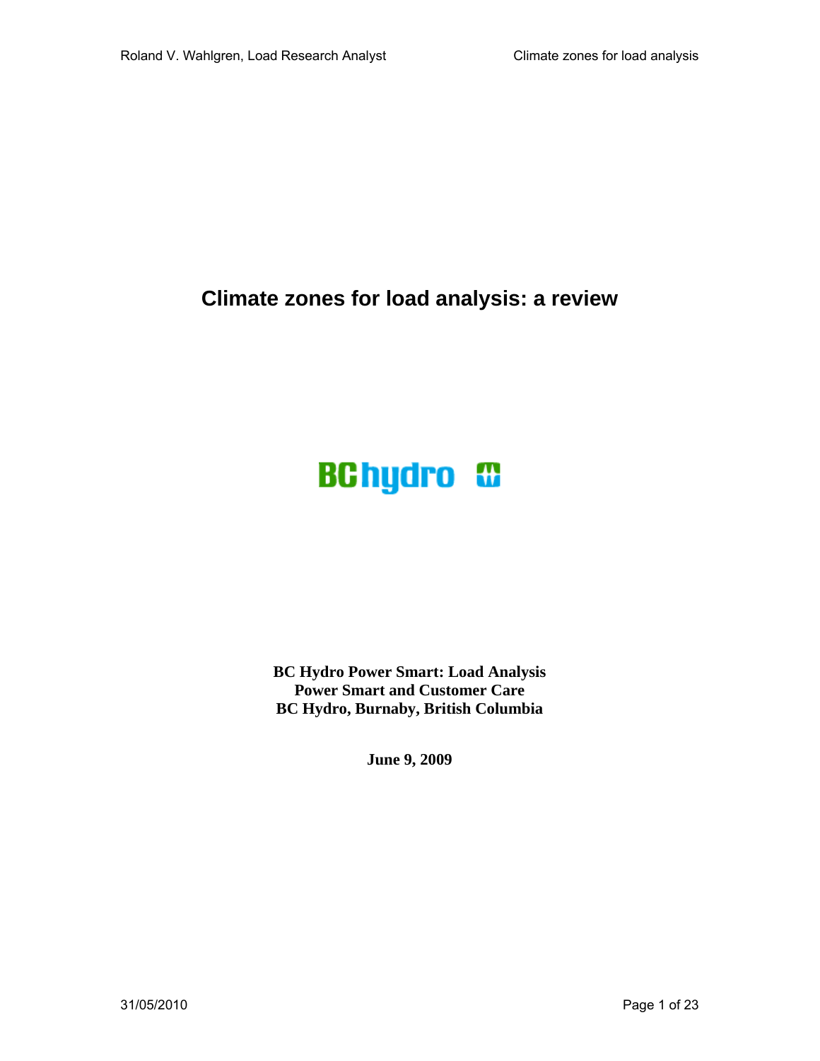# Climate zones for load analysis: a review

BC hydro

**BC Hydro Power Smart: Load Analysis**
**Power Smart and Customer Care**
**BC Hydro, Burnaby, British Columbia**

**June 9, 2009**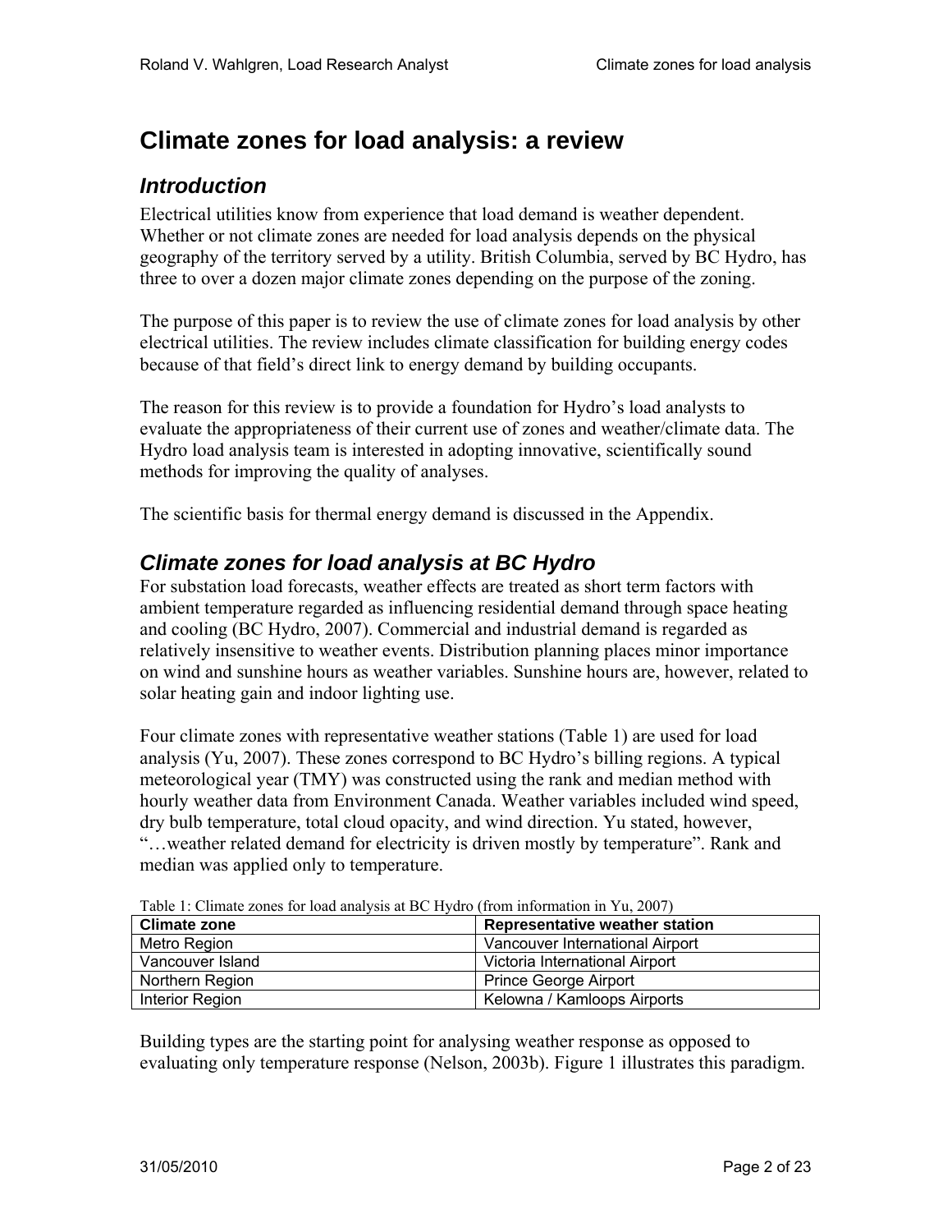# Climate zones for load analysis: a review

## *Introduction*

Electrical utilities know from experience that load demand is weather dependent. Whether or not climate zones are needed for load analysis depends on the physical geography of the territory served by a utility. British Columbia, served by BC Hydro, has three to over a dozen major climate zones depending on the purpose of the zoning.

The purpose of this paper is to review the use of climate zones for load analysis by other electrical utilities. The review includes climate classification for building energy codes because of that field's direct link to energy demand by building occupants.

The reason for this review is to provide a foundation for Hydro's load analysts to evaluate the appropriateness of their current use of zones and weather/climate data. The Hydro load analysis team is interested in adopting innovative, scientifically sound methods for improving the quality of analyses.

The scientific basis for thermal energy demand is discussed in the Appendix.

## *Climate zones for load analysis at BC Hydro*

For substation load forecasts, weather effects are treated as short term factors with ambient temperature regarded as influencing residential demand through space heating and cooling (BC Hydro, 2007). Commercial and industrial demand is regarded as relatively insensitive to weather events. Distribution planning places minor importance on wind and sunshine hours as weather variables. Sunshine hours are, however, related to solar heating gain and indoor lighting use.

Four climate zones with representative weather stations (Table 1) are used for load analysis (Yu, 2007). These zones correspond to BC Hydro's billing regions. A typical meteorological year (TMY) was constructed using the rank and median method with hourly weather data from Environment Canada. Weather variables included wind speed, dry bulb temperature, total cloud opacity, and wind direction. Yu stated, however, "…weather related demand for electricity is driven mostly by temperature". Rank and median was applied only to temperature.

Table 1: Climate zones for load analysis at BC Hydro (from information in Yu, 2007)

| Climate zone | Representative weather station |
|---|---|
| Metro Region | Vancouver International Airport |
| Vancouver Island | Victoria International Airport |
| Northern Region | Prince George Airport |
| Interior Region | Kelowna / Kamloops Airports |

Building types are the starting point for analysing weather response as opposed to evaluating only temperature response (Nelson, 2003b). Figure 1 illustrates this paradigm.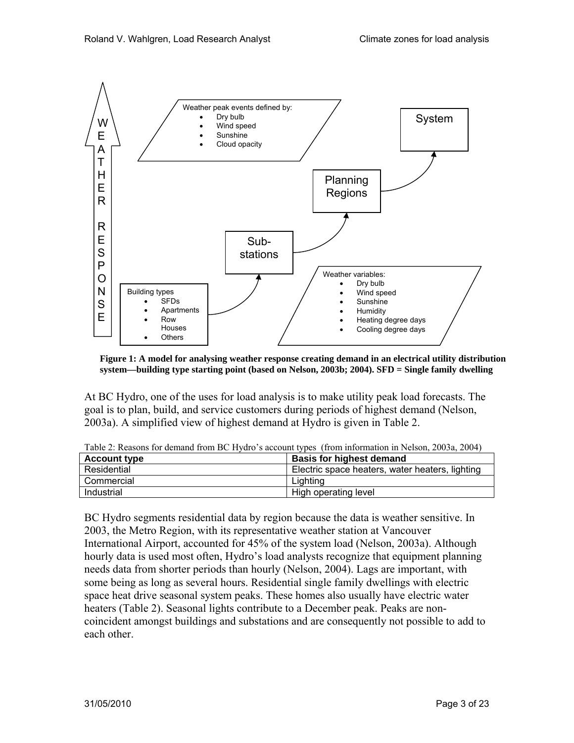W E A T H E R R E S P O N S E

Weather peak events defined by:
- Dry bulb
- Wind speed
- Sunshine
- Cloud opacity

System

Planning Regions

Sub-stations

Building types
- SFDs
- Apartments
- Row Houses
- Others

Weather variables:
- Dry bulb
- Wind speed
- Sunshine
- Humidity
- Heating degree days
- Cooling degree days

**Figure 1: A model for analysing weather response creating demand in an electrical utility distribution system—building type starting point (based on Nelson, 2003b; 2004). SFD = Single family dwelling**

At BC Hydro, one of the uses for load analysis is to make utility peak load forecasts. The goal is to plan, build, and service customers during periods of highest demand (Nelson, 2003a). A simplified view of highest demand at Hydro is given in Table 2.

Table 2: Reasons for demand from BC Hydro's account types (from information in Nelson, 2003a, 2004)

| Account type | Basis for highest demand |
|---|---|
| Residential | Electric space heaters, water heaters, lighting |
| Commercial | Lighting |
| Industrial | High operating level |

BC Hydro segments residential data by region because the data is weather sensitive. In 2003, the Metro Region, with its representative weather station at Vancouver International Airport, accounted for 45% of the system load (Nelson, 2003a). Although hourly data is used most often, Hydro's load analysts recognize that equipment planning needs data from shorter periods than hourly (Nelson, 2004). Lags are important, with some being as long as several hours. Residential single family dwellings with electric space heat drive seasonal system peaks. These homes also usually have electric water heaters (Table 2). Seasonal lights contribute to a December peak. Peaks are non-coincident amongst buildings and substations and are consequently not possible to add to each other.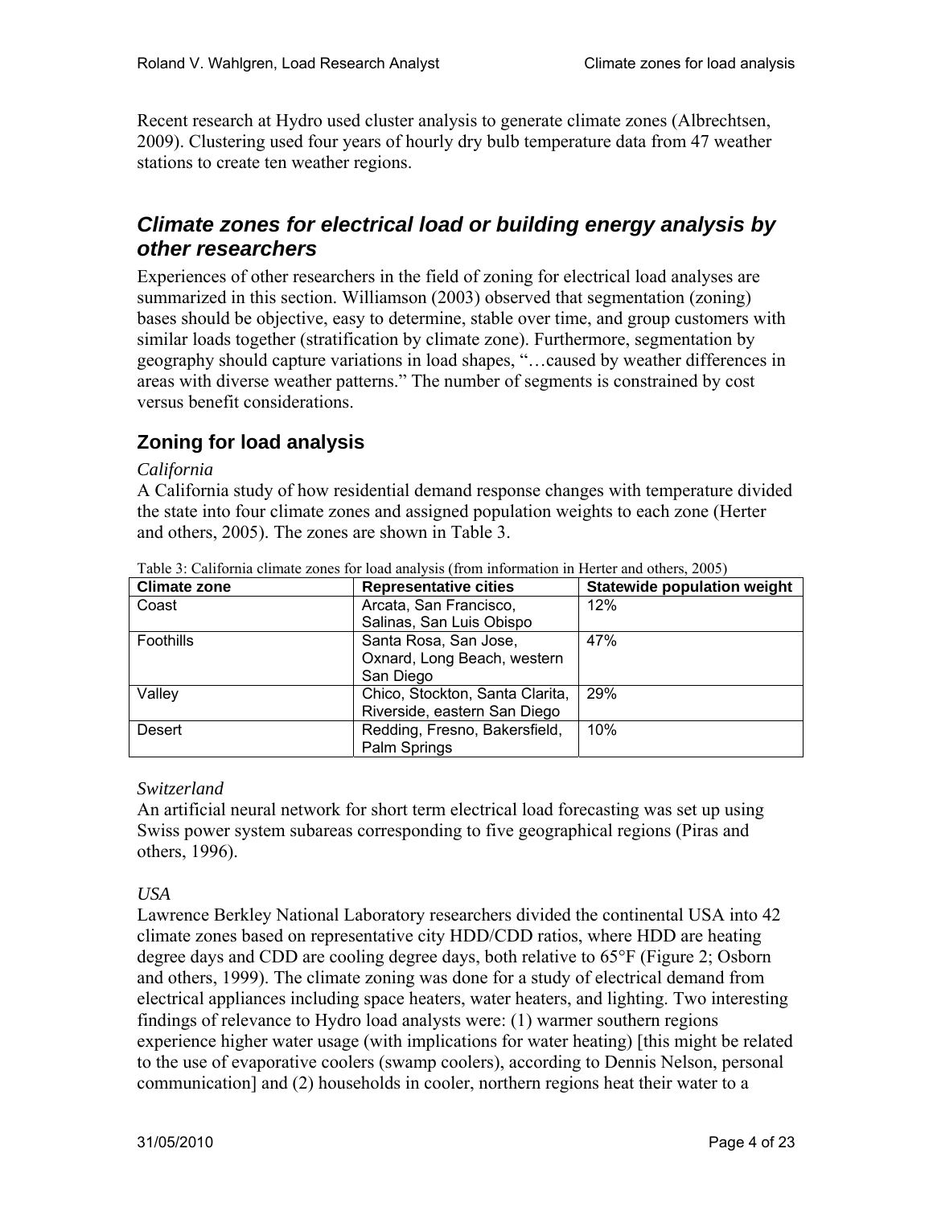Recent research at Hydro used cluster analysis to generate climate zones (Albrechtsen, 2009). Clustering used four years of hourly dry bulb temperature data from 47 weather stations to create ten weather regions.

## *Climate zones for electrical load or building energy analysis by other researchers*

Experiences of other researchers in the field of zoning for electrical load analyses are summarized in this section. Williamson (2003) observed that segmentation (zoning) bases should be objective, easy to determine, stable over time, and group customers with similar loads together (stratification by climate zone). Furthermore, segmentation by geography should capture variations in load shapes, "…caused by weather differences in areas with diverse weather patterns." The number of segments is constrained by cost versus benefit considerations.

### Zoning for load analysis

*California*

A California study of how residential demand response changes with temperature divided the state into four climate zones and assigned population weights to each zone (Herter and others, 2005). The zones are shown in Table 3.

Table 3: California climate zones for load analysis (from information in Herter and others, 2005)

| Climate zone | Representative cities | Statewide population weight |
|---|---|---|
| Coast | Arcata, San Francisco, Salinas, San Luis Obispo | 12% |
| Foothills | Santa Rosa, San Jose, Oxnard, Long Beach, western San Diego | 47% |
| Valley | Chico, Stockton, Santa Clarita, Riverside, eastern San Diego | 29% |
| Desert | Redding, Fresno, Bakersfield, Palm Springs | 10% |

*Switzerland*

An artificial neural network for short term electrical load forecasting was set up using Swiss power system subareas corresponding to five geographical regions (Piras and others, 1996).

*USA*

Lawrence Berkley National Laboratory researchers divided the continental USA into 42 climate zones based on representative city HDD/CDD ratios, where HDD are heating degree days and CDD are cooling degree days, both relative to 65°F (Figure 2; Osborn and others, 1999). The climate zoning was done for a study of electrical demand from electrical appliances including space heaters, water heaters, and lighting. Two interesting findings of relevance to Hydro load analysts were: (1) warmer southern regions experience higher water usage (with implications for water heating) [this might be related to the use of evaporative coolers (swamp coolers), according to Dennis Nelson, personal communication] and (2) households in cooler, northern regions heat their water to a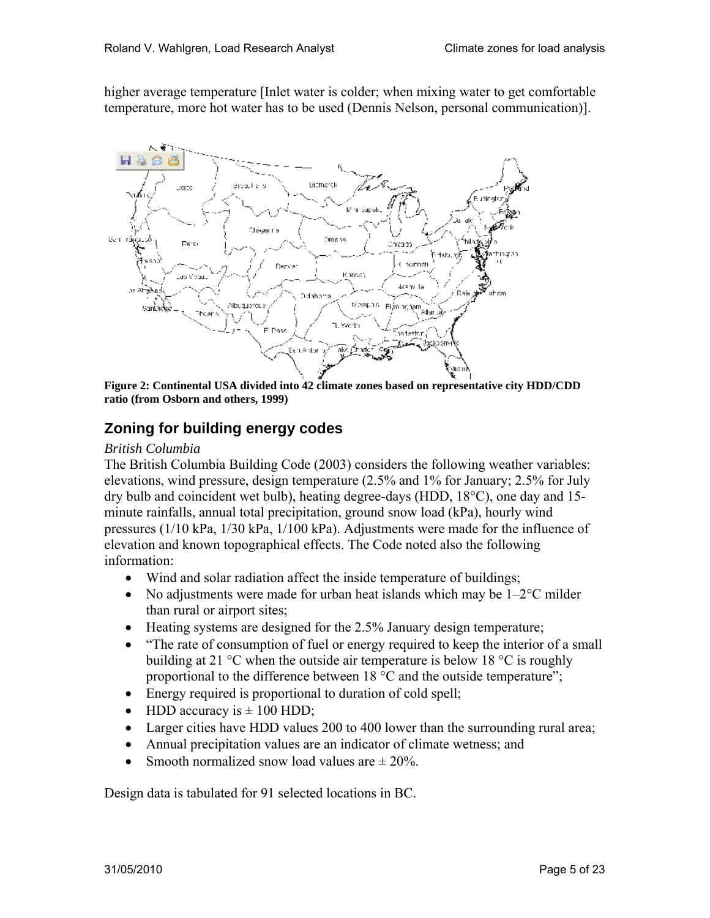higher average temperature [Inlet water is colder; when mixing water to get comfortable temperature, more hot water has to be used (Dennis Nelson, personal communication)].

**Figure 2: Continental USA divided into 42 climate zones based on representative city HDD/CDD ratio (from Osborn and others, 1999)**

## Zoning for building energy codes

*British Columbia*

The British Columbia Building Code (2003) considers the following weather variables: elevations, wind pressure, design temperature (2.5% and 1% for January; 2.5% for July dry bulb and coincident wet bulb), heating degree-days (HDD, 18°C), one day and 15-minute rainfalls, annual total precipitation, ground snow load (kPa), hourly wind pressures (1/10 kPa, 1/30 kPa, 1/100 kPa). Adjustments were made for the influence of elevation and known topographical effects. The Code noted also the following information:

- Wind and solar radiation affect the inside temperature of buildings;
- No adjustments were made for urban heat islands which may be 1–2°C milder than rural or airport sites;
- Heating systems are designed for the 2.5% January design temperature;
- "The rate of consumption of fuel or energy required to keep the interior of a small building at 21 °C when the outside air temperature is below 18 °C is roughly proportional to the difference between 18 °C and the outside temperature";
- Energy required is proportional to duration of cold spell;
- HDD accuracy is ± 100 HDD;
- Larger cities have HDD values 200 to 400 lower than the surrounding rural area;
- Annual precipitation values are an indicator of climate wetness; and
- Smooth normalized snow load values are ± 20%.

Design data is tabulated for 91 selected locations in BC.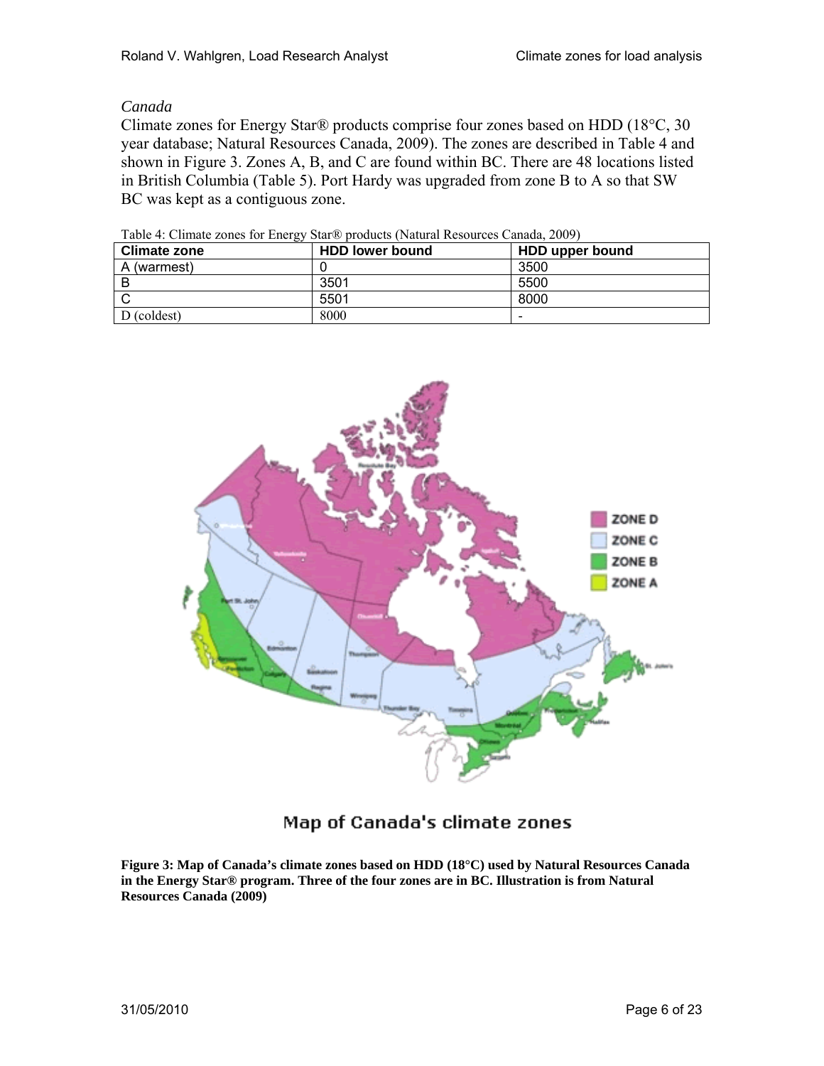*Canada*

Climate zones for Energy Star® products comprise four zones based on HDD (18°C, 30 year database; Natural Resources Canada, 2009). The zones are described in Table 4 and shown in Figure 3. Zones A, B, and C are found within BC. There are 48 locations listed in British Columbia (Table 5). Port Hardy was upgraded from zone B to A so that SW BC was kept as a contiguous zone.

Table 4: Climate zones for Energy Star® products (Natural Resources Canada, 2009)

| Climate zone | HDD lower bound | HDD upper bound |
|---|---|---|
| A (warmest) | 0 | 3500 |
| B | 3501 | 5500 |
| C | 5501 | 8000 |
| D (coldest) | 8000 | - |

**Figure 3: Map of Canada's climate zones based on HDD (18°C) used by Natural Resources Canada in the Energy Star® program. Three of the four zones are in BC. Illustration is from Natural Resources Canada (2009)**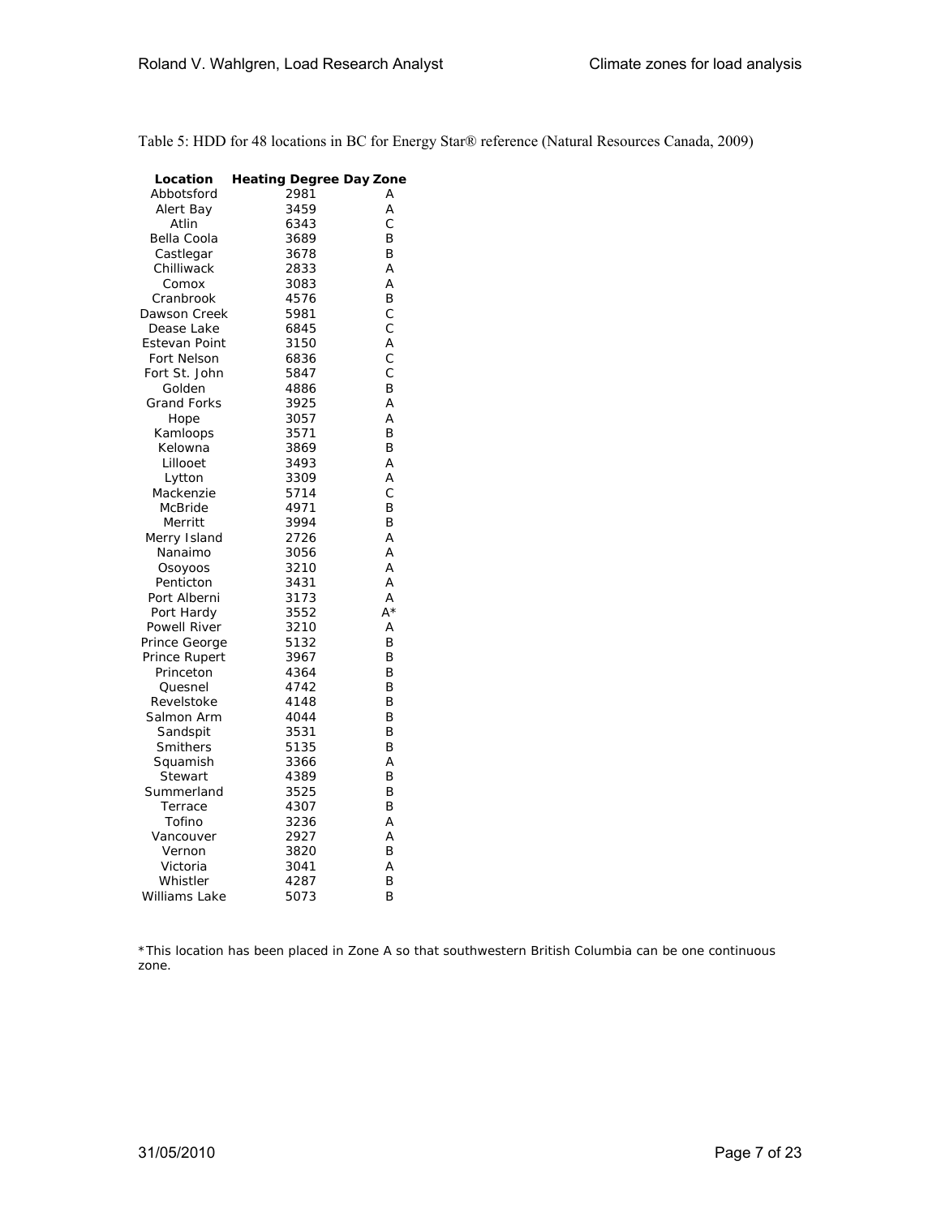Table 5: HDD for 48 locations in BC for Energy Star® reference (Natural Resources Canada, 2009)

| Location | Heating Degree Day | Zone |
|---|---|---|
| Abbotsford | 2981 | A |
| Alert Bay | 3459 | A |
| Atlin | 6343 | C |
| Bella Coola | 3689 | B |
| Castlegar | 3678 | B |
| Chilliwack | 2833 | A |
| Comox | 3083 | A |
| Cranbrook | 4576 | B |
| Dawson Creek | 5981 | C |
| Dease Lake | 6845 | C |
| Estevan Point | 3150 | A |
| Fort Nelson | 6836 | C |
| Fort St. John | 5847 | C |
| Golden | 4886 | B |
| Grand Forks | 3925 | A |
| Hope | 3057 | A |
| Kamloops | 3571 | B |
| Kelowna | 3869 | B |
| Lillooet | 3493 | A |
| Lytton | 3309 | A |
| Mackenzie | 5714 | C |
| McBride | 4971 | B |
| Merritt | 3994 | B |
| Merry Island | 2726 | A |
| Nanaimo | 3056 | A |
| Osoyoos | 3210 | A |
| Penticton | 3431 | A |
| Port Alberni | 3173 | A |
| Port Hardy | 3552 | A* |
| Powell River | 3210 | A |
| Prince George | 5132 | B |
| Prince Rupert | 3967 | B |
| Princeton | 4364 | B |
| Quesnel | 4742 | B |
| Revelstoke | 4148 | B |
| Salmon Arm | 4044 | B |
| Sandspit | 3531 | B |
| Smithers | 5135 | B |
| Squamish | 3366 | A |
| Stewart | 4389 | B |
| Summerland | 3525 | B |
| Terrace | 4307 | B |
| Tofino | 3236 | A |
| Vancouver | 2927 | A |
| Vernon | 3820 | B |
| Victoria | 3041 | A |
| Whistler | 4287 | B |
| Williams Lake | 5073 | B |

*This location has been placed in Zone A so that southwestern British Columbia can be one continuous zone.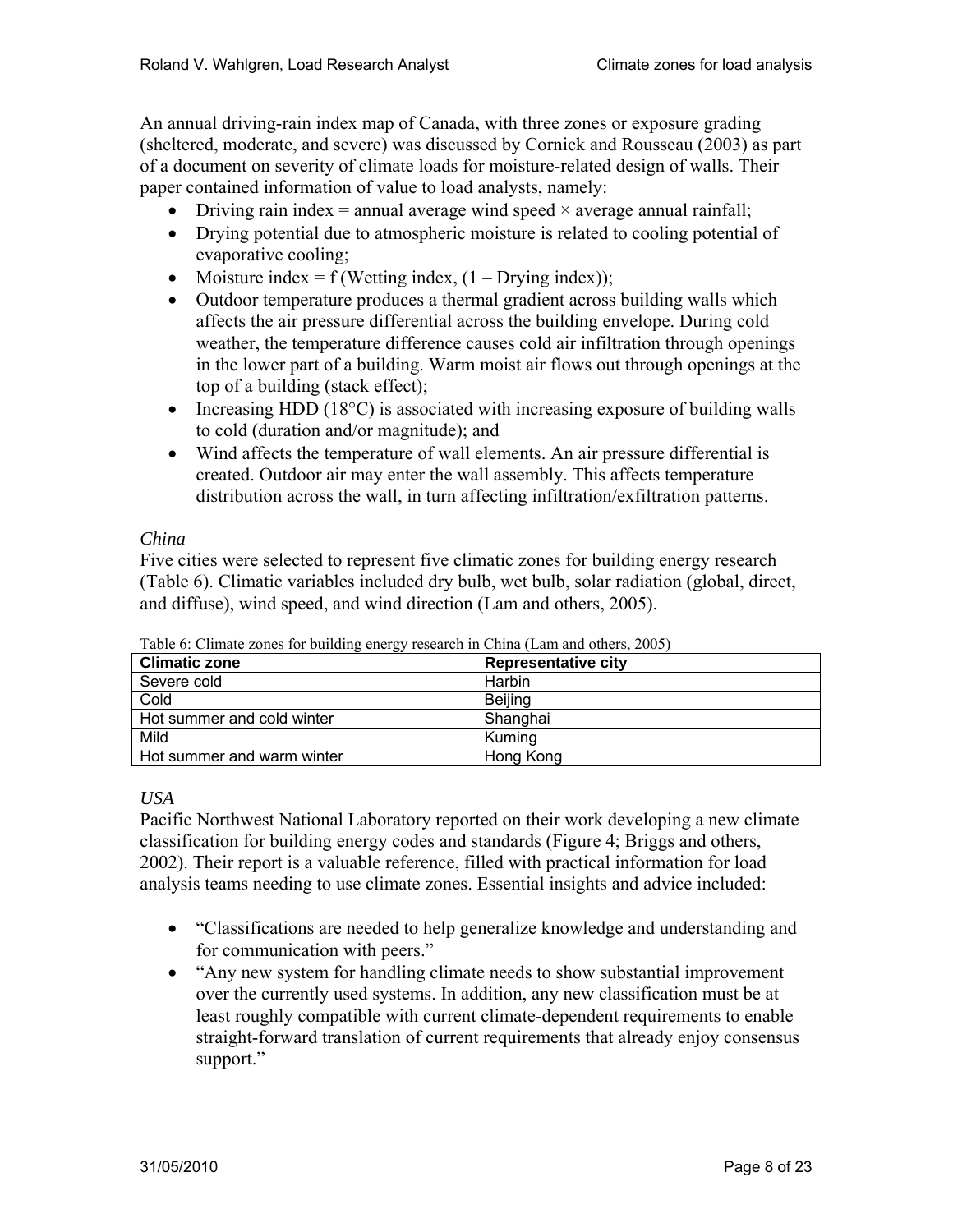An annual driving-rain index map of Canada, with three zones or exposure grading (sheltered, moderate, and severe) was discussed by Cornick and Rousseau (2003) as part of a document on severity of climate loads for moisture-related design of walls. Their paper contained information of value to load analysts, namely:

- Driving rain index = annual average wind speed × average annual rainfall;
- Drying potential due to atmospheric moisture is related to cooling potential of evaporative cooling;
- Moisture index = f (Wetting index, (1 – Drying index));
- Outdoor temperature produces a thermal gradient across building walls which affects the air pressure differential across the building envelope. During cold weather, the temperature difference causes cold air infiltration through openings in the lower part of a building. Warm moist air flows out through openings at the top of a building (stack effect);
- Increasing HDD (18°C) is associated with increasing exposure of building walls to cold (duration and/or magnitude); and
- Wind affects the temperature of wall elements. An air pressure differential is created. Outdoor air may enter the wall assembly. This affects temperature distribution across the wall, in turn affecting infiltration/exfiltration patterns.

*China*

Five cities were selected to represent five climatic zones for building energy research (Table 6). Climatic variables included dry bulb, wet bulb, solar radiation (global, direct, and diffuse), wind speed, and wind direction (Lam and others, 2005).

Table 6: Climate zones for building energy research in China (Lam and others, 2005)

| Climatic zone | Representative city |
|---|---|
| Severe cold | Harbin |
| Cold | Beijing |
| Hot summer and cold winter | Shanghai |
| Mild | Kuming |
| Hot summer and warm winter | Hong Kong |

*USA*

Pacific Northwest National Laboratory reported on their work developing a new climate classification for building energy codes and standards (Figure 4; Briggs and others, 2002). Their report is a valuable reference, filled with practical information for load analysis teams needing to use climate zones. Essential insights and advice included:

- "Classifications are needed to help generalize knowledge and understanding and for communication with peers."
- "Any new system for handling climate needs to show substantial improvement over the currently used systems. In addition, any new classification must be at least roughly compatible with current climate-dependent requirements to enable straight-forward translation of current requirements that already enjoy consensus support."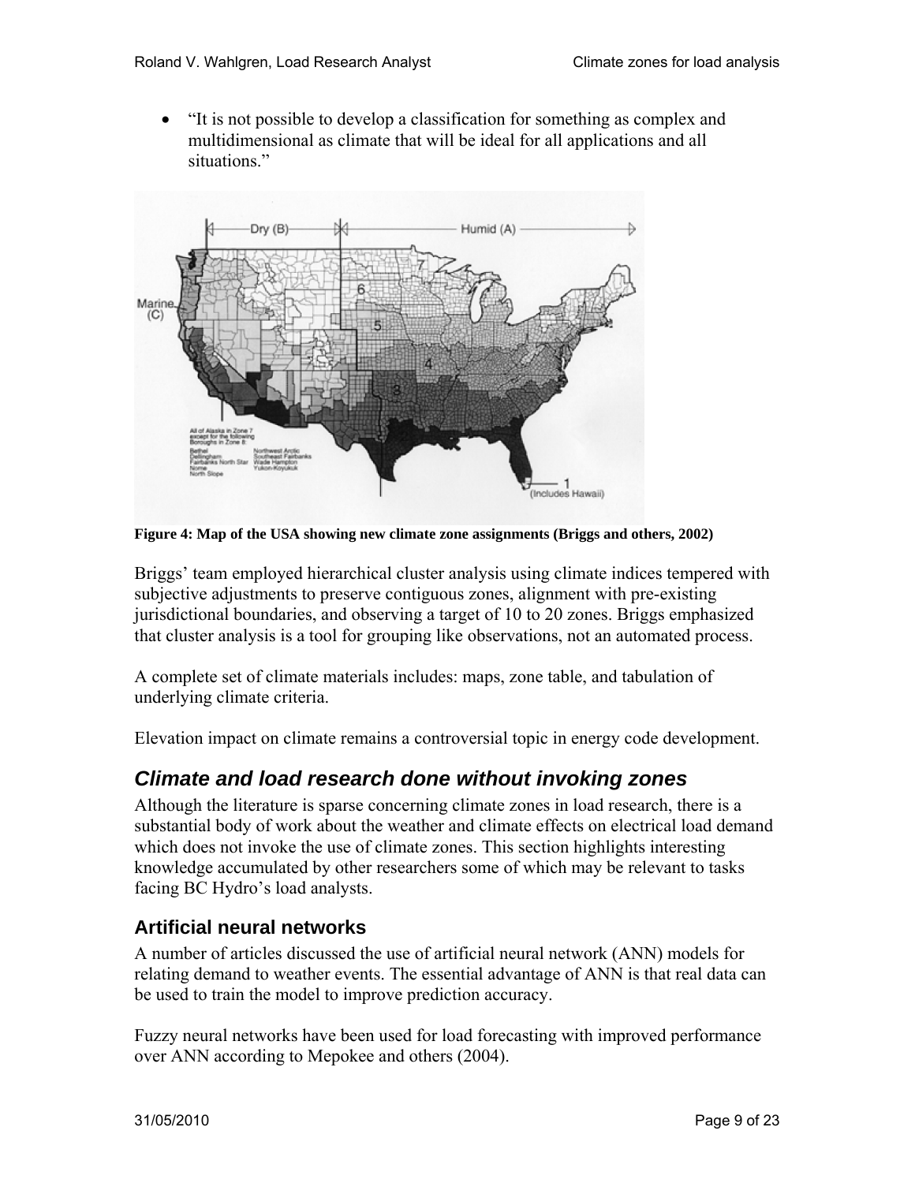- "It is not possible to develop a classification for something as complex and multidimensional as climate that will be ideal for all applications and all situations."

**Figure 4: Map of the USA showing new climate zone assignments (Briggs and others, 2002)**

Briggs' team employed hierarchical cluster analysis using climate indices tempered with subjective adjustments to preserve contiguous zones, alignment with pre-existing jurisdictional boundaries, and observing a target of 10 to 20 zones. Briggs emphasized that cluster analysis is a tool for grouping like observations, not an automated process.

A complete set of climate materials includes: maps, zone table, and tabulation of underlying climate criteria.

Elevation impact on climate remains a controversial topic in energy code development.

## *Climate and load research done without invoking zones*

Although the literature is sparse concerning climate zones in load research, there is a substantial body of work about the weather and climate effects on electrical load demand which does not invoke the use of climate zones. This section highlights interesting knowledge accumulated by other researchers some of which may be relevant to tasks facing BC Hydro's load analysts.

### Artificial neural networks

A number of articles discussed the use of artificial neural network (ANN) models for relating demand to weather events. The essential advantage of ANN is that real data can be used to train the model to improve prediction accuracy.

Fuzzy neural networks have been used for load forecasting with improved performance over ANN according to Mepokee and others (2004).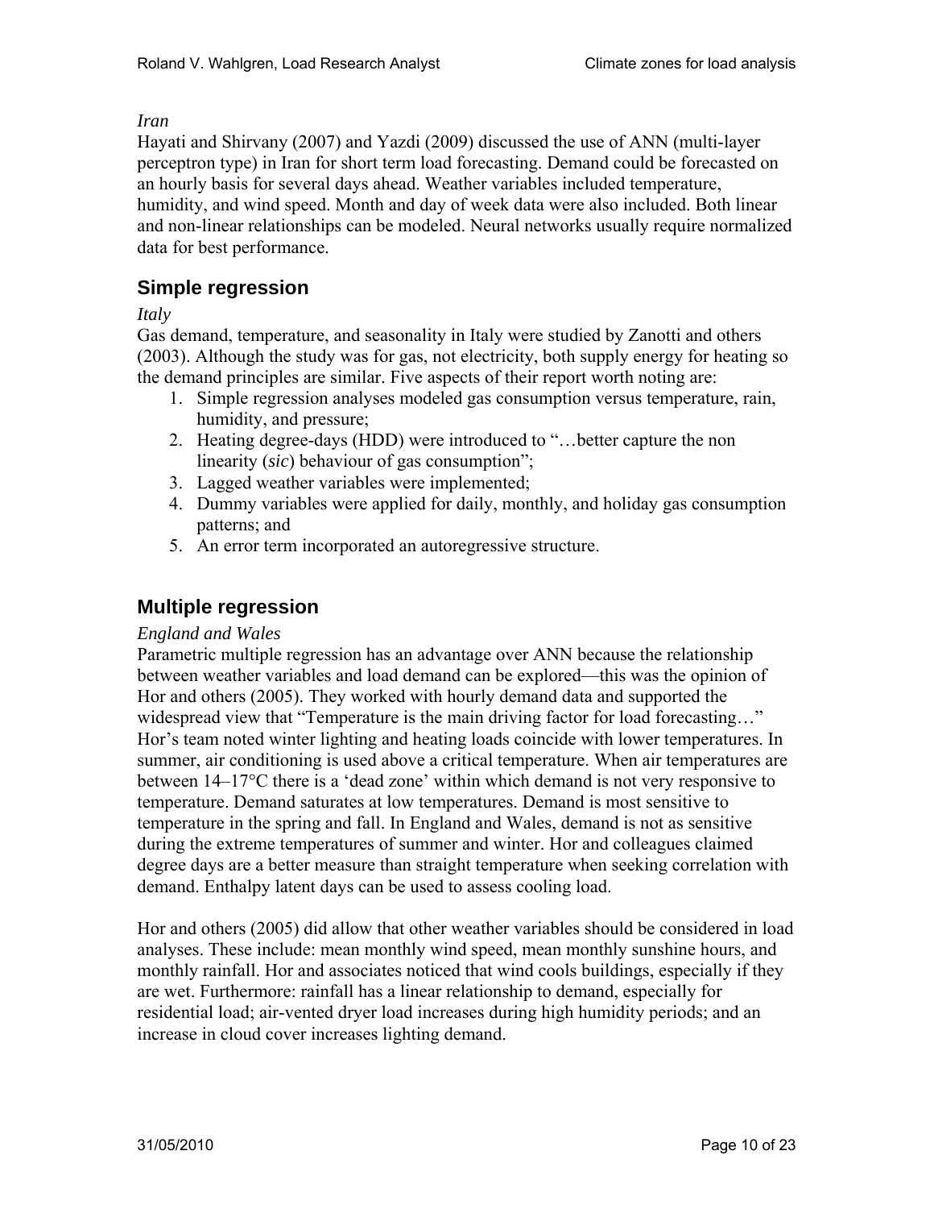*Iran*

Hayati and Shirvany (2007) and Yazdi (2009) discussed the use of ANN (multi-layer perceptron type) in Iran for short term load forecasting. Demand could be forecasted on an hourly basis for several days ahead. Weather variables included temperature, humidity, and wind speed. Month and day of week data were also included. Both linear and non-linear relationships can be modeled. Neural networks usually require normalized data for best performance.

## Simple regression

*Italy*

Gas demand, temperature, and seasonality in Italy were studied by Zanotti and others (2003). Although the study was for gas, not electricity, both supply energy for heating so the demand principles are similar. Five aspects of their report worth noting are:

1. Simple regression analyses modeled gas consumption versus temperature, rain, humidity, and pressure;
2. Heating degree-days (HDD) were introduced to "…better capture the non linearity (*sic*) behaviour of gas consumption";
3. Lagged weather variables were implemented;
4. Dummy variables were applied for daily, monthly, and holiday gas consumption patterns; and
5. An error term incorporated an autoregressive structure.

## Multiple regression

*England and Wales*

Parametric multiple regression has an advantage over ANN because the relationship between weather variables and load demand can be explored—this was the opinion of Hor and others (2005). They worked with hourly demand data and supported the widespread view that "Temperature is the main driving factor for load forecasting…" Hor's team noted winter lighting and heating loads coincide with lower temperatures. In summer, air conditioning is used above a critical temperature. When air temperatures are between 14–17°C there is a 'dead zone' within which demand is not very responsive to temperature. Demand saturates at low temperatures. Demand is most sensitive to temperature in the spring and fall. In England and Wales, demand is not as sensitive during the extreme temperatures of summer and winter. Hor and colleagues claimed degree days are a better measure than straight temperature when seeking correlation with demand. Enthalpy latent days can be used to assess cooling load.

Hor and others (2005) did allow that other weather variables should be considered in load analyses. These include: mean monthly wind speed, mean monthly sunshine hours, and monthly rainfall. Hor and associates noticed that wind cools buildings, especially if they are wet. Furthermore: rainfall has a linear relationship to demand, especially for residential load; air-vented dryer load increases during high humidity periods; and an increase in cloud cover increases lighting demand.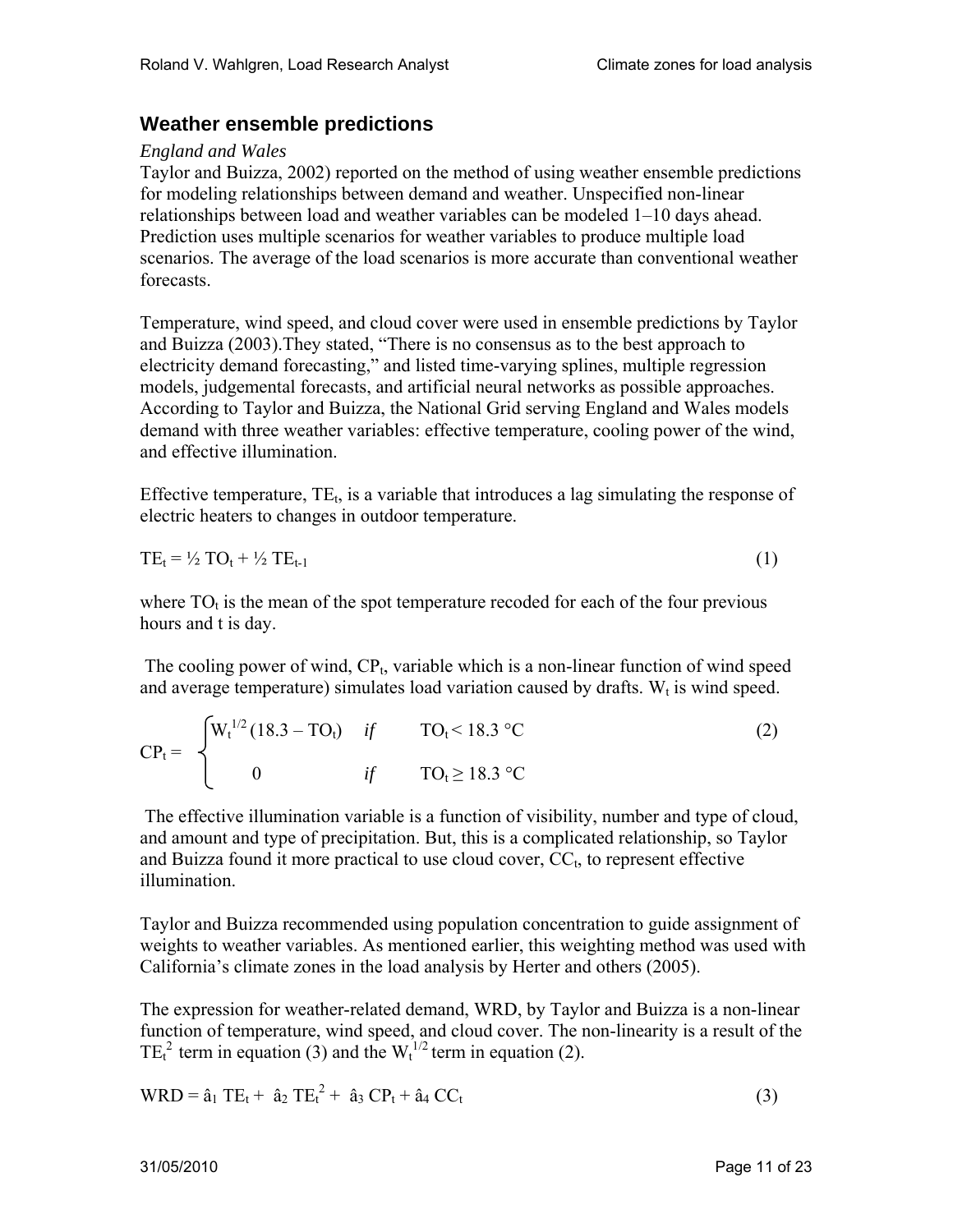## Weather ensemble predictions

*England and Wales*

Taylor and Buizza, 2002) reported on the method of using weather ensemble predictions for modeling relationships between demand and weather. Unspecified non-linear relationships between load and weather variables can be modeled 1–10 days ahead. Prediction uses multiple scenarios for weather variables to produce multiple load scenarios. The average of the load scenarios is more accurate than conventional weather forecasts.

Temperature, wind speed, and cloud cover were used in ensemble predictions by Taylor and Buizza (2003).They stated, "There is no consensus as to the best approach to electricity demand forecasting," and listed time-varying splines, multiple regression models, judgemental forecasts, and artificial neural networks as possible approaches. According to Taylor and Buizza, the National Grid serving England and Wales models demand with three weather variables: effective temperature, cooling power of the wind, and effective illumination.

Effective temperature, $TE_t$, is a variable that introduces a lag simulating the response of electric heaters to changes in outdoor temperature.

$$TE_t = \tfrac{1}{2}\, TO_t + \tfrac{1}{2}\, TE_{t-1} \tag{1}$$

where $TO_t$ is the mean of the spot temperature recoded for each of the four previous hours and t is day.

The cooling power of wind, $CP_t$, variable which is a non-linear function of wind speed and average temperature) simulates load variation caused by drafts. $W_t$ is wind speed.

$$CP_t = \begin{cases} W_t^{1/2}\,(18.3 - TO_t) & \textit{if} \quad TO_t < 18.3\ °C \\ 0 & \textit{if} \quad TO_t \geq 18.3\ °C \end{cases} \tag{2}$$

The effective illumination variable is a function of visibility, number and type of cloud, and amount and type of precipitation. But, this is a complicated relationship, so Taylor and Buizza found it more practical to use cloud cover, $CC_t$, to represent effective illumination.

Taylor and Buizza recommended using population concentration to guide assignment of weights to weather variables. As mentioned earlier, this weighting method was used with California's climate zones in the load analysis by Herter and others (2005).

The expression for weather-related demand, WRD, by Taylor and Buizza is a non-linear function of temperature, wind speed, and cloud cover. The non-linearity is a result of the $TE_t^2$ term in equation (3) and the $W_t^{1/2}$ term in equation (2).

$$WRD = \hat{a}_1\, TE_t + \hat{a}_2\, TE_t^2 + \hat{a}_3\, CP_t + \hat{a}_4\, CC_t \tag{3}$$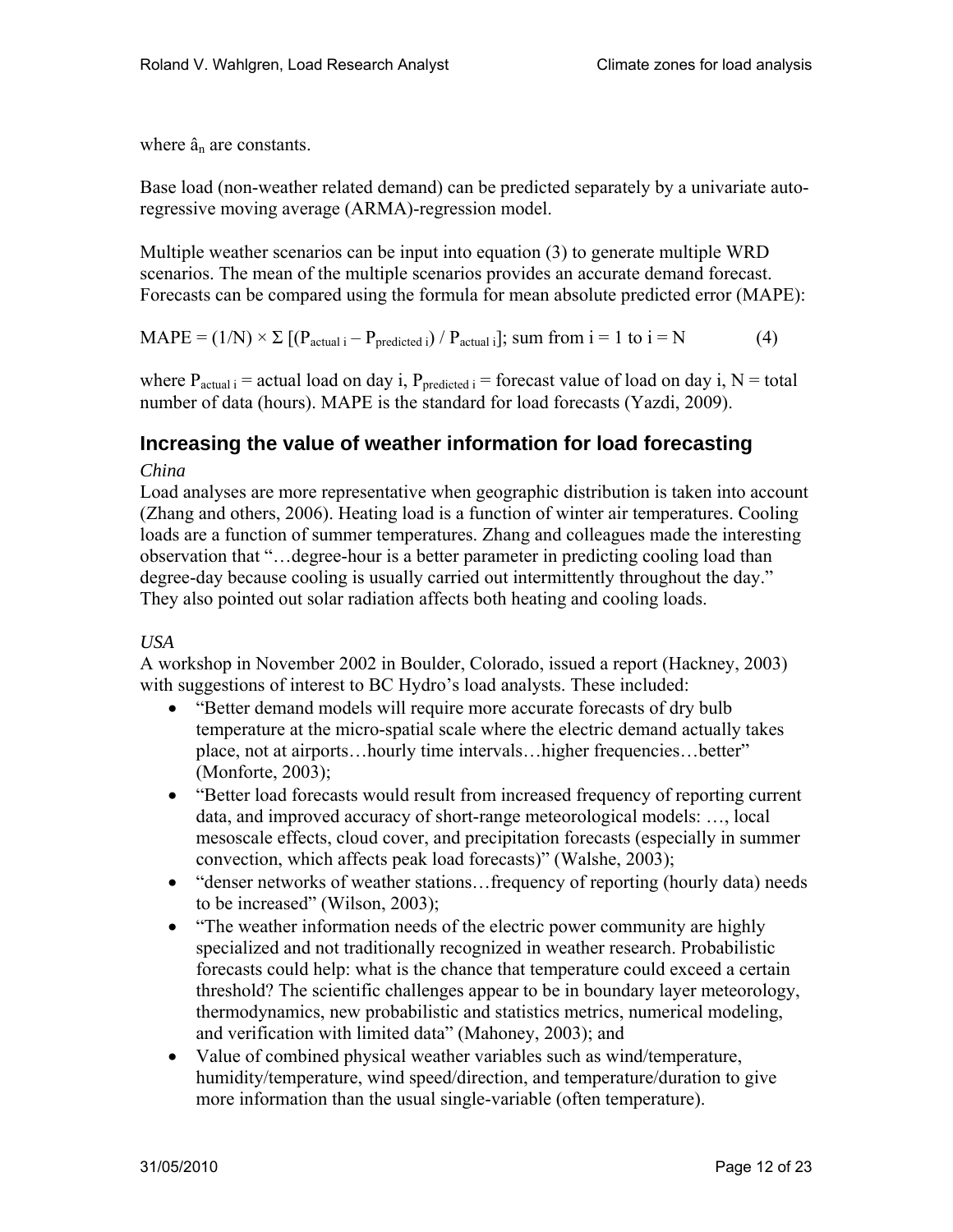where $\hat{a}_n$ are constants.

Base load (non-weather related demand) can be predicted separately by a univariate auto-regressive moving average (ARMA)-regression model.

Multiple weather scenarios can be input into equation (3) to generate multiple WRD scenarios. The mean of the multiple scenarios provides an accurate demand forecast. Forecasts can be compared using the formula for mean absolute predicted error (MAPE):

$$\text{MAPE} = (1/N) \times \Sigma\ [(P_{\text{actual i}} - P_{\text{predicted i}}) / P_{\text{actual i}}];\ \text{sum from i = 1 to i = N} \qquad (4)$$

where $P_{\text{actual i}}$ = actual load on day i, $P_{\text{predicted i}}$ = forecast value of load on day i, N = total number of data (hours). MAPE is the standard for load forecasts (Yazdi, 2009).

## Increasing the value of weather information for load forecasting

*China*

Load analyses are more representative when geographic distribution is taken into account (Zhang and others, 2006). Heating load is a function of winter air temperatures. Cooling loads are a function of summer temperatures. Zhang and colleagues made the interesting observation that "…degree-hour is a better parameter in predicting cooling load than degree-day because cooling is usually carried out intermittently throughout the day." They also pointed out solar radiation affects both heating and cooling loads.

*USA*

A workshop in November 2002 in Boulder, Colorado, issued a report (Hackney, 2003) with suggestions of interest to BC Hydro's load analysts. These included:

- "Better demand models will require more accurate forecasts of dry bulb temperature at the micro-spatial scale where the electric demand actually takes place, not at airports…hourly time intervals…higher frequencies…better" (Monforte, 2003);
- "Better load forecasts would result from increased frequency of reporting current data, and improved accuracy of short-range meteorological models: …, local mesoscale effects, cloud cover, and precipitation forecasts (especially in summer convection, which affects peak load forecasts)" (Walshe, 2003);
- "denser networks of weather stations…frequency of reporting (hourly data) needs to be increased" (Wilson, 2003);
- "The weather information needs of the electric power community are highly specialized and not traditionally recognized in weather research. Probabilistic forecasts could help: what is the chance that temperature could exceed a certain threshold? The scientific challenges appear to be in boundary layer meteorology, thermodynamics, new probabilistic and statistics metrics, numerical modeling, and verification with limited data" (Mahoney, 2003); and
- Value of combined physical weather variables such as wind/temperature, humidity/temperature, wind speed/direction, and temperature/duration to give more information than the usual single-variable (often temperature).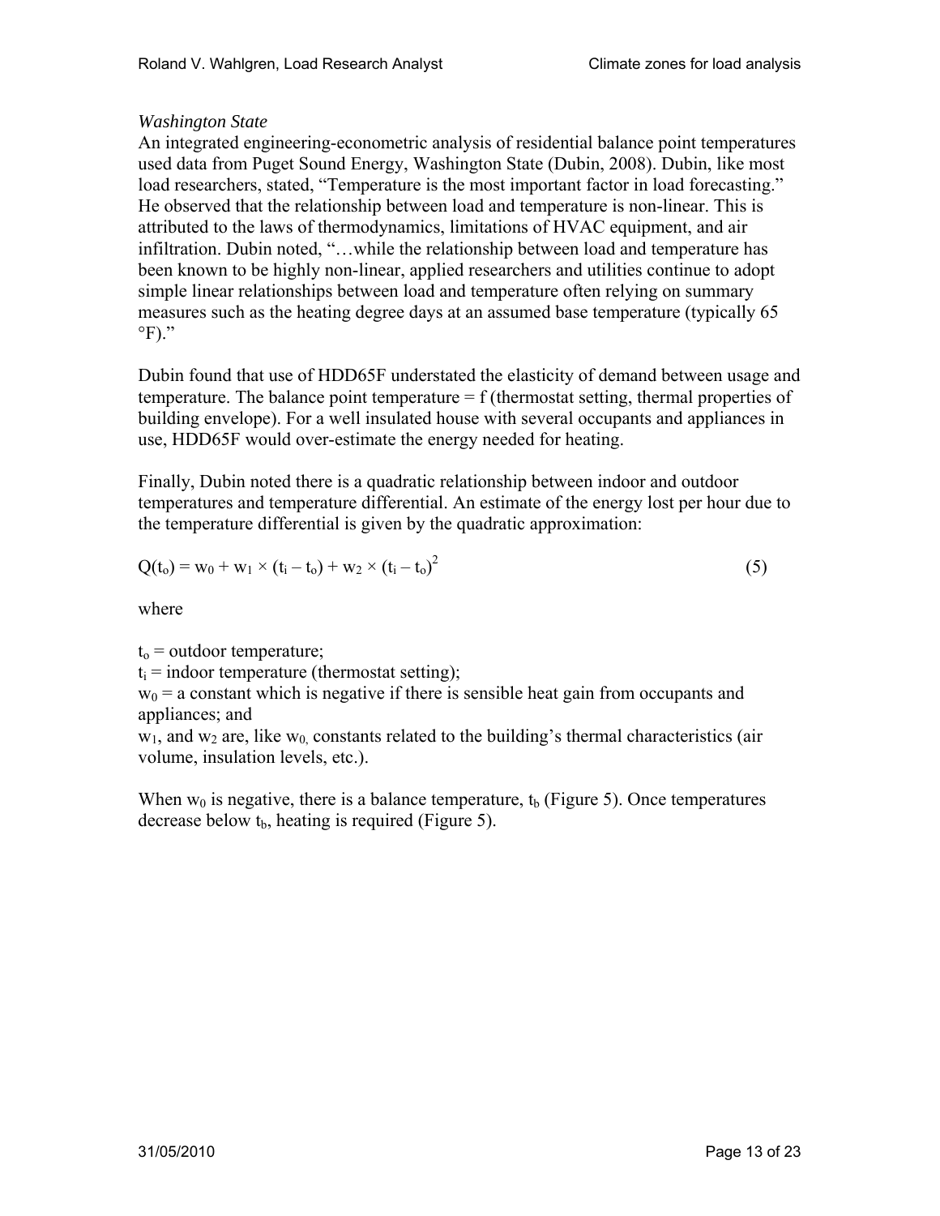*Washington State*

An integrated engineering-econometric analysis of residential balance point temperatures used data from Puget Sound Energy, Washington State (Dubin, 2008). Dubin, like most load researchers, stated, "Temperature is the most important factor in load forecasting." He observed that the relationship between load and temperature is non-linear. This is attributed to the laws of thermodynamics, limitations of HVAC equipment, and air infiltration. Dubin noted, "…while the relationship between load and temperature has been known to be highly non-linear, applied researchers and utilities continue to adopt simple linear relationships between load and temperature often relying on summary measures such as the heating degree days at an assumed base temperature (typically 65 °F)."

Dubin found that use of HDD65F understated the elasticity of demand between usage and temperature. The balance point temperature = f (thermostat setting, thermal properties of building envelope). For a well insulated house with several occupants and appliances in use, HDD65F would over-estimate the energy needed for heating.

Finally, Dubin noted there is a quadratic relationship between indoor and outdoor temperatures and temperature differential. An estimate of the energy lost per hour due to the temperature differential is given by the quadratic approximation:

$$Q(t_o) = w_0 + w_1 \times (t_i - t_o) + w_2 \times (t_i - t_o)^2 \qquad (5)$$

where

$t_o$ = outdoor temperature;

$t_i$ = indoor temperature (thermostat setting);

$w_0$ = a constant which is negative if there is sensible heat gain from occupants and appliances; and

$w_1$, and $w_2$ are, like $w_0$, constants related to the building's thermal characteristics (air volume, insulation levels, etc.).

When $w_0$ is negative, there is a balance temperature, $t_b$ (Figure 5). Once temperatures decrease below $t_b$, heating is required (Figure 5).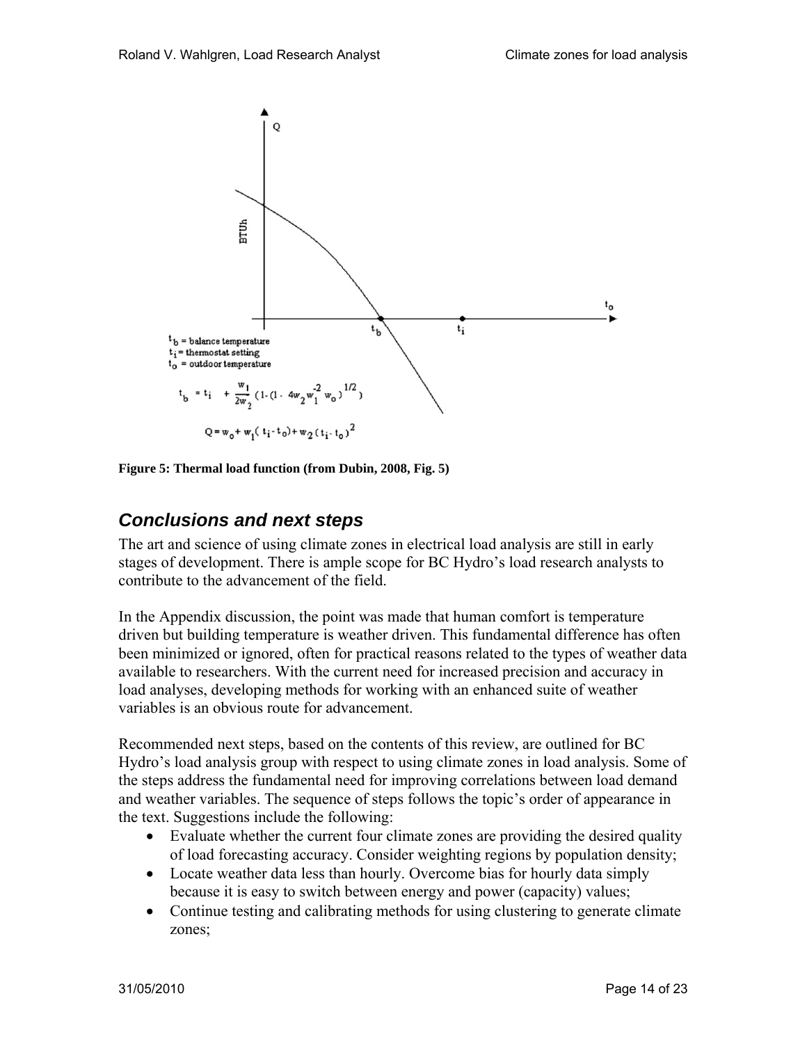$t_b$ = balance temperature
$t_i$ = thermostat setting
$t_o$ = outdoor temperature

$$t_b = t_i + \frac{w_1}{2w_2}\left(1 - \left(1 - 4w_2 w_1^{-2} w_o\right)^{1/2}\right)$$

$$Q = w_o + w_1(t_i - t_o) + w_2(t_i - t_o)^2$$

**Figure 5: Thermal load function (from Dubin, 2008, Fig. 5)**

## *Conclusions and next steps*

The art and science of using climate zones in electrical load analysis are still in early stages of development. There is ample scope for BC Hydro's load research analysts to contribute to the advancement of the field.

In the Appendix discussion, the point was made that human comfort is temperature driven but building temperature is weather driven. This fundamental difference has often been minimized or ignored, often for practical reasons related to the types of weather data available to researchers. With the current need for increased precision and accuracy in load analyses, developing methods for working with an enhanced suite of weather variables is an obvious route for advancement.

Recommended next steps, based on the contents of this review, are outlined for BC Hydro's load analysis group with respect to using climate zones in load analysis. Some of the steps address the fundamental need for improving correlations between load demand and weather variables. The sequence of steps follows the topic's order of appearance in the text. Suggestions include the following:

- Evaluate whether the current four climate zones are providing the desired quality of load forecasting accuracy. Consider weighting regions by population density;
- Locate weather data less than hourly. Overcome bias for hourly data simply because it is easy to switch between energy and power (capacity) values;
- Continue testing and calibrating methods for using clustering to generate climate zones;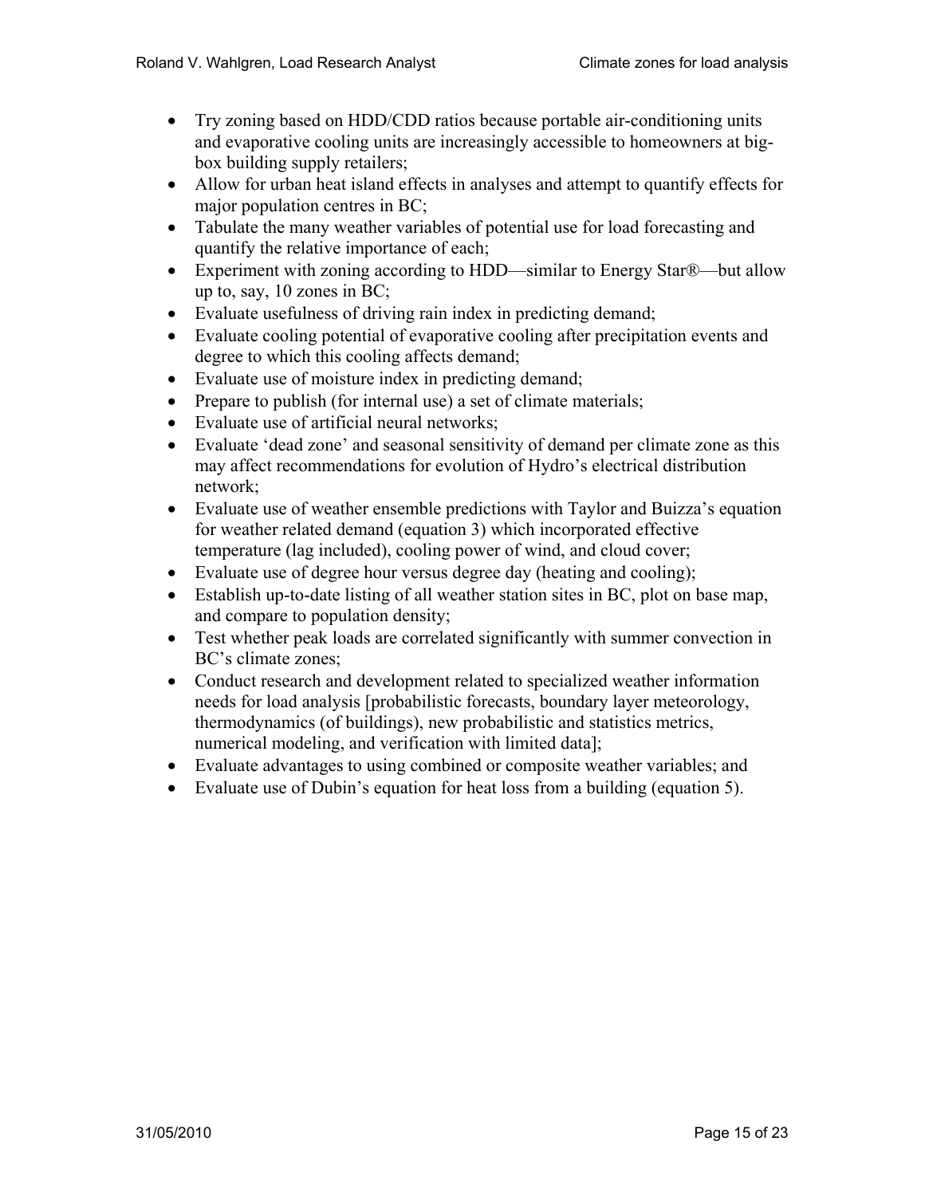- Try zoning based on HDD/CDD ratios because portable air-conditioning units and evaporative cooling units are increasingly accessible to homeowners at big-box building supply retailers;
- Allow for urban heat island effects in analyses and attempt to quantify effects for major population centres in BC;
- Tabulate the many weather variables of potential use for load forecasting and quantify the relative importance of each;
- Experiment with zoning according to HDD—similar to Energy Star®—but allow up to, say, 10 zones in BC;
- Evaluate usefulness of driving rain index in predicting demand;
- Evaluate cooling potential of evaporative cooling after precipitation events and degree to which this cooling affects demand;
- Evaluate use of moisture index in predicting demand;
- Prepare to publish (for internal use) a set of climate materials;
- Evaluate use of artificial neural networks;
- Evaluate 'dead zone' and seasonal sensitivity of demand per climate zone as this may affect recommendations for evolution of Hydro's electrical distribution network;
- Evaluate use of weather ensemble predictions with Taylor and Buizza's equation for weather related demand (equation 3) which incorporated effective temperature (lag included), cooling power of wind, and cloud cover;
- Evaluate use of degree hour versus degree day (heating and cooling);
- Establish up-to-date listing of all weather station sites in BC, plot on base map, and compare to population density;
- Test whether peak loads are correlated significantly with summer convection in BC's climate zones;
- Conduct research and development related to specialized weather information needs for load analysis [probabilistic forecasts, boundary layer meteorology, thermodynamics (of buildings), new probabilistic and statistics metrics, numerical modeling, and verification with limited data];
- Evaluate advantages to using combined or composite weather variables; and
- Evaluate use of Dubin's equation for heat loss from a building (equation 5).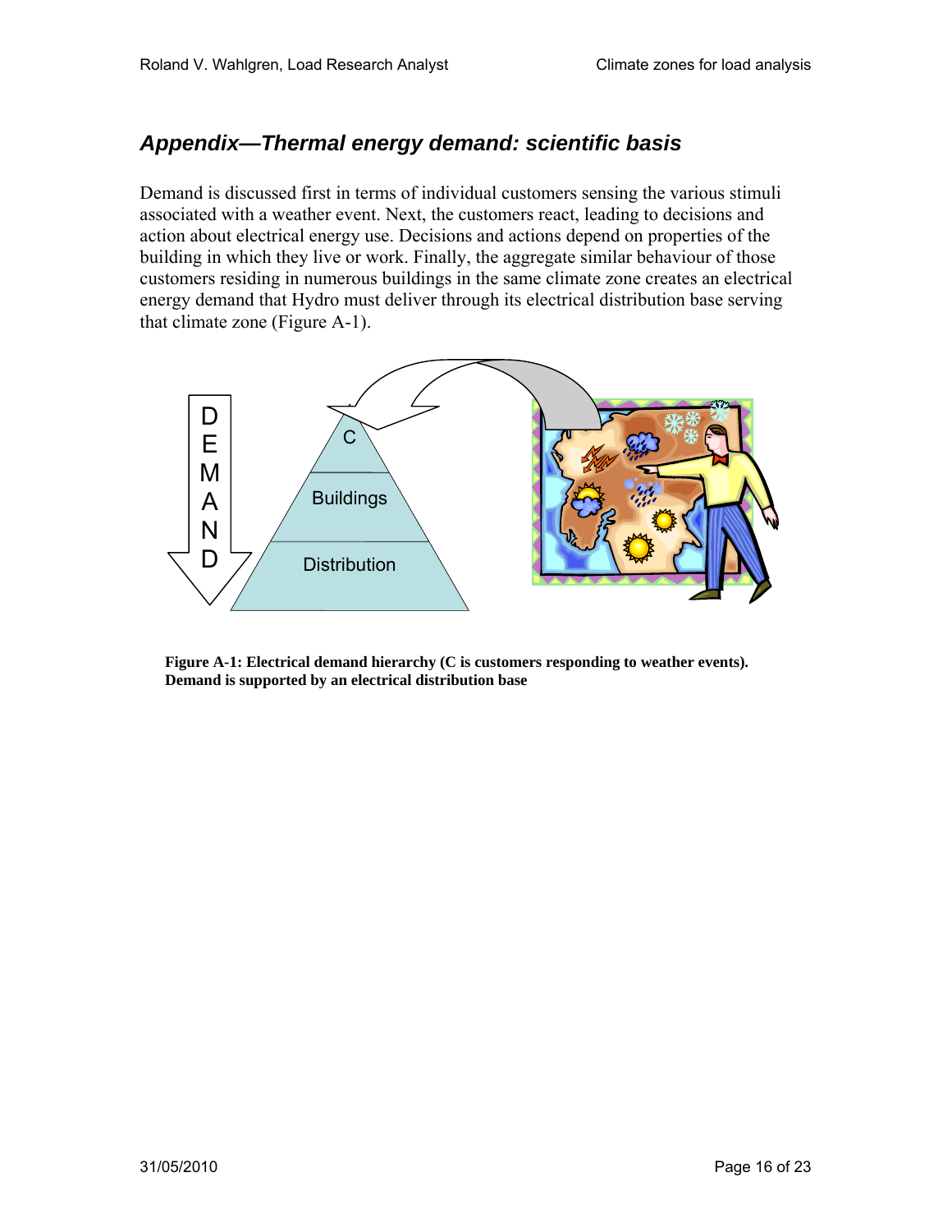## *Appendix—Thermal energy demand: scientific basis*

Demand is discussed first in terms of individual customers sensing the various stimuli associated with a weather event. Next, the customers react, leading to decisions and action about electrical energy use. Decisions and actions depend on properties of the building in which they live or work. Finally, the aggregate similar behaviour of those customers residing in numerous buildings in the same climate zone creates an electrical energy demand that Hydro must deliver through its electrical distribution base serving that climate zone (Figure A-1).

**Figure A-1: Electrical demand hierarchy (C is customers responding to weather events). Demand is supported by an electrical distribution base**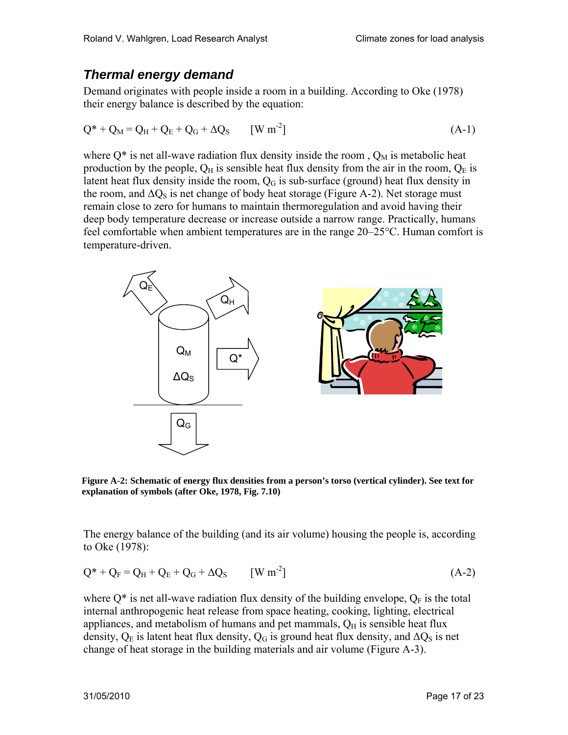## *Thermal energy demand*

Demand originates with people inside a room in a building. According to Oke (1978) their energy balance is described by the equation:

$$Q^* + Q_M = Q_H + Q_E + Q_G + \Delta Q_S \qquad [\mathrm{W\ m^{-2}}] \tag{A-1}$$

where $Q^*$ is net all-wave radiation flux density inside the room , $Q_M$ is metabolic heat production by the people, $Q_H$ is sensible heat flux density from the air in the room, $Q_E$ is latent heat flux density inside the room, $Q_G$ is sub-surface (ground) heat flux density in the room, and $\Delta Q_S$ is net change of body heat storage (Figure A-2). Net storage must remain close to zero for humans to maintain thermoregulation and avoid having their deep body temperature decrease or increase outside a narrow range. Practically, humans feel comfortable when ambient temperatures are in the range 20–25°C. Human comfort is temperature-driven.

**Figure A-2: Schematic of energy flux densities from a person's torso (vertical cylinder). See text for explanation of symbols (after Oke, 1978, Fig. 7.10)**

The energy balance of the building (and its air volume) housing the people is, according to Oke (1978):

$$Q^* + Q_F = Q_H + Q_E + Q_G + \Delta Q_S \qquad [\mathrm{W\ m^{-2}}] \tag{A-2}$$

where $Q^*$ is net all-wave radiation flux density of the building envelope, $Q_F$ is the total internal anthropogenic heat release from space heating, cooking, lighting, electrical appliances, and metabolism of humans and pet mammals, $Q_H$ is sensible heat flux density, $Q_E$ is latent heat flux density, $Q_G$ is ground heat flux density, and $\Delta Q_S$ is net change of heat storage in the building materials and air volume (Figure A-3).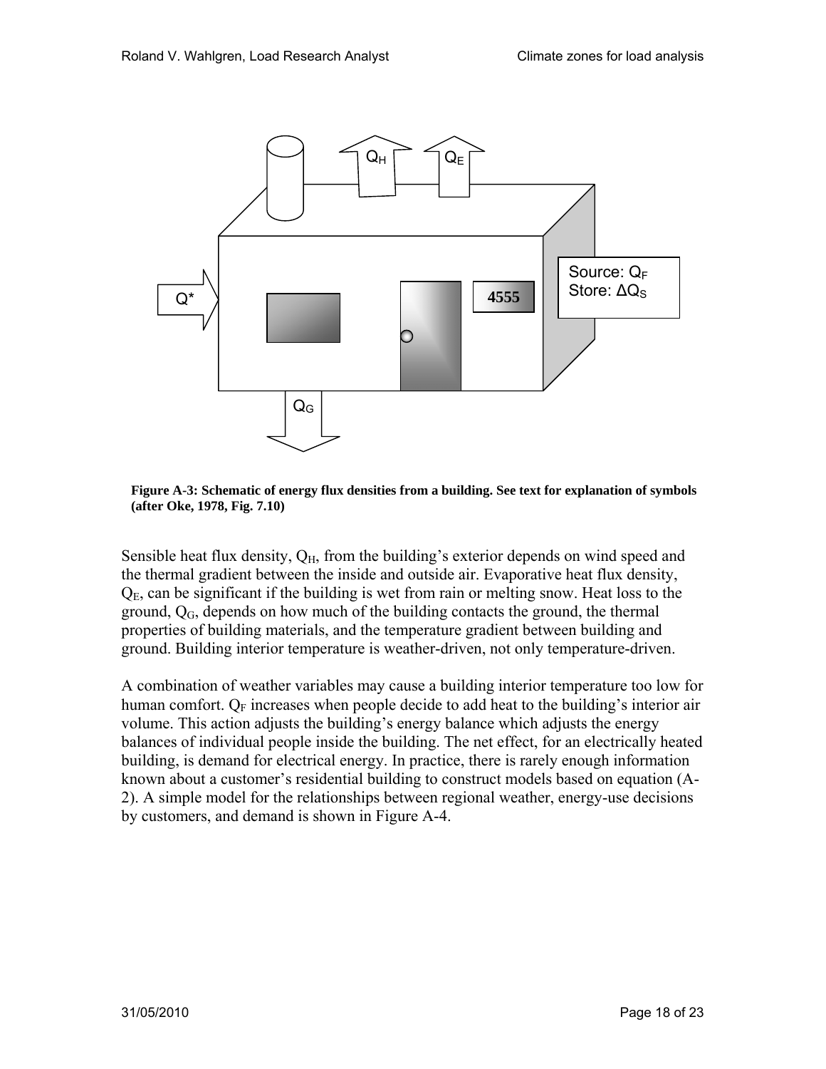**Figure A-3: Schematic of energy flux densities from a building. See text for explanation of symbols (after Oke, 1978, Fig. 7.10)**

Sensible heat flux density, $Q_H$, from the building's exterior depends on wind speed and the thermal gradient between the inside and outside air. Evaporative heat flux density, $Q_E$, can be significant if the building is wet from rain or melting snow. Heat loss to the ground, $Q_G$, depends on how much of the building contacts the ground, the thermal properties of building materials, and the temperature gradient between building and ground. Building interior temperature is weather-driven, not only temperature-driven.

A combination of weather variables may cause a building interior temperature too low for human comfort. $Q_F$ increases when people decide to add heat to the building's interior air volume. This action adjusts the building's energy balance which adjusts the energy balances of individual people inside the building. The net effect, for an electrically heated building, is demand for electrical energy. In practice, there is rarely enough information known about a customer's residential building to construct models based on equation (A-2). A simple model for the relationships between regional weather, energy-use decisions by customers, and demand is shown in Figure A-4.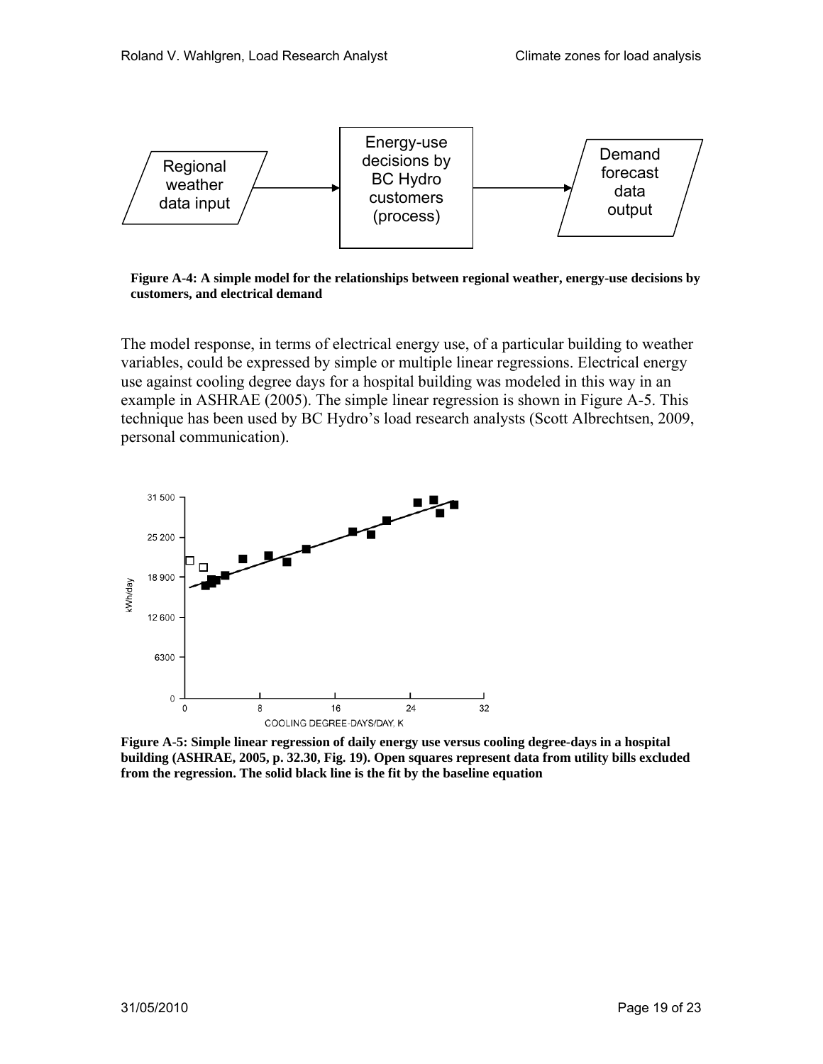Figure A-4: A simple model for the relationships between regional weather, energy-use decisions by customers, and electrical demand

The model response, in terms of electrical energy use, of a particular building to weather variables, could be expressed by simple or multiple linear regressions. Electrical energy use against cooling degree days for a hospital building was modeled in this way in an example in ASHRAE (2005). The simple linear regression is shown in Figure A-5. This technique has been used by BC Hydro's load research analysts (Scott Albrechtsen, 2009, personal communication).

**Figure A-5: Simple linear regression of daily energy use versus cooling degree-days in a hospital building (ASHRAE, 2005, p. 32.30, Fig. 19). Open squares represent data from utility bills excluded from the regression. The solid black line is the fit by the baseline equation**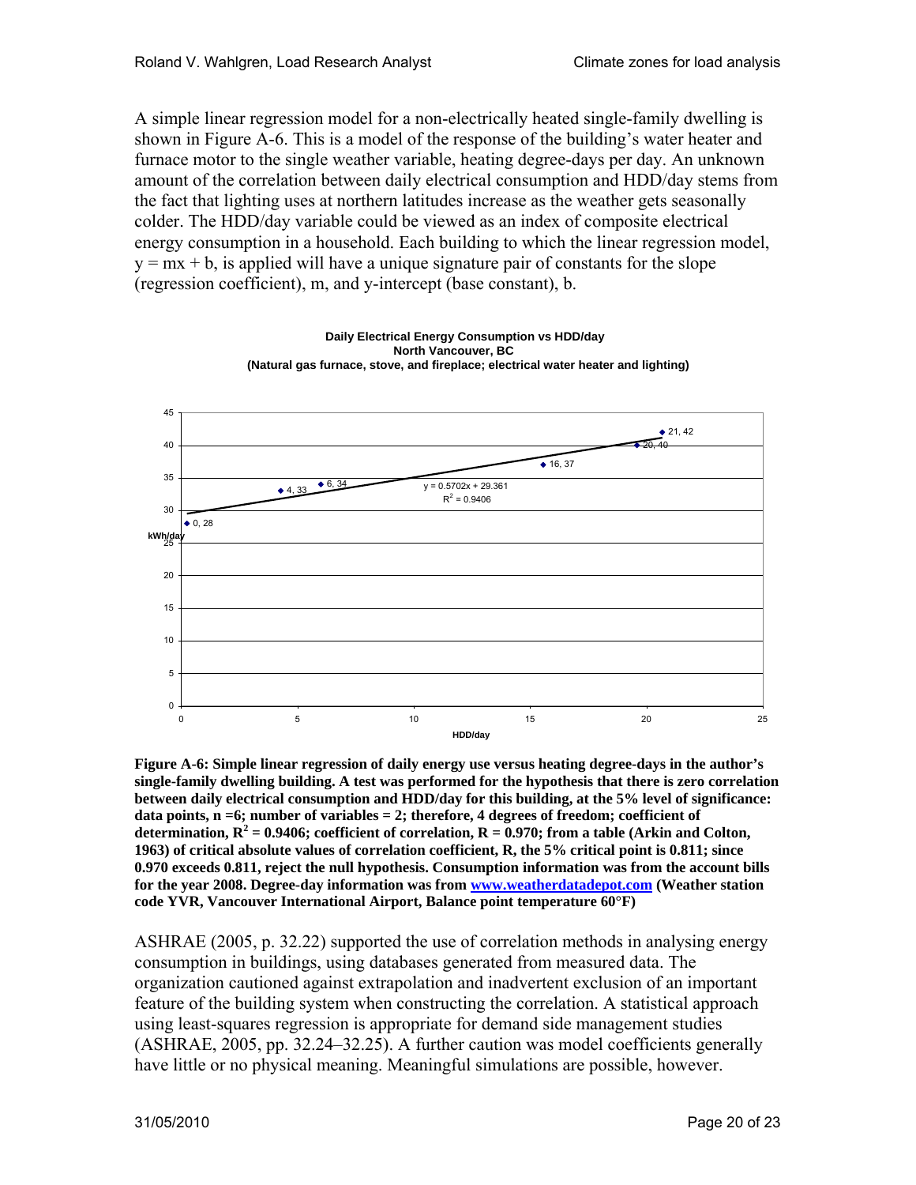A simple linear regression model for a non-electrically heated single-family dwelling is shown in Figure A-6. This is a model of the response of the building's water heater and furnace motor to the single weather variable, heating degree-days per day. An unknown amount of the correlation between daily electrical consumption and HDD/day stems from the fact that lighting uses at northern latitudes increase as the weather gets seasonally colder. The HDD/day variable could be viewed as an index of composite electrical energy consumption in a household. Each building to which the linear regression model, $y = mx + b$, is applied will have a unique signature pair of constants for the slope (regression coefficient), m, and y-intercept (base constant), b.

**Daily Electrical Energy Consumption vs HDD/day**
**North Vancouver, BC**
**(Natural gas furnace, stove, and fireplace; electrical water heater and lighting)**

| HDD/day | kWh/day |
|---|---|
| 0 | 28 |
| 4 | 33 |
| 6 | 34 |
| 16 | 37 |
| 20 | 40 |
| 21 | 42 |

$y = 0.5702x + 29.361$

$R^2 = 0.9406$

**Figure A-6: Simple linear regression of daily energy use versus heating degree-days in the author's single-family dwelling building. A test was performed for the hypothesis that there is zero correlation between daily electrical consumption and HDD/day for this building, at the 5% level of significance: data points, n =6; number of variables = 2; therefore, 4 degrees of freedom; coefficient of determination, $R^2 = 0.9406$; coefficient of correlation, R = 0.970; from a table (Arkin and Colton, 1963) of critical absolute values of correlation coefficient, R, the 5% critical point is 0.811; since 0.970 exceeds 0.811, reject the null hypothesis. Consumption information was from the account bills for the year 2008. Degree-day information was from [www.weatherdatadepot.com](http://www.weatherdatadepot.com) (Weather station code YVR, Vancouver International Airport, Balance point temperature 60°F)**

ASHRAE (2005, p. 32.22) supported the use of correlation methods in analysing energy consumption in buildings, using databases generated from measured data. The organization cautioned against extrapolation and inadvertent exclusion of an important feature of the building system when constructing the correlation. A statistical approach using least-squares regression is appropriate for demand side management studies (ASHRAE, 2005, pp. 32.24–32.25). A further caution was model coefficients generally have little or no physical meaning. Meaningful simulations are possible, however.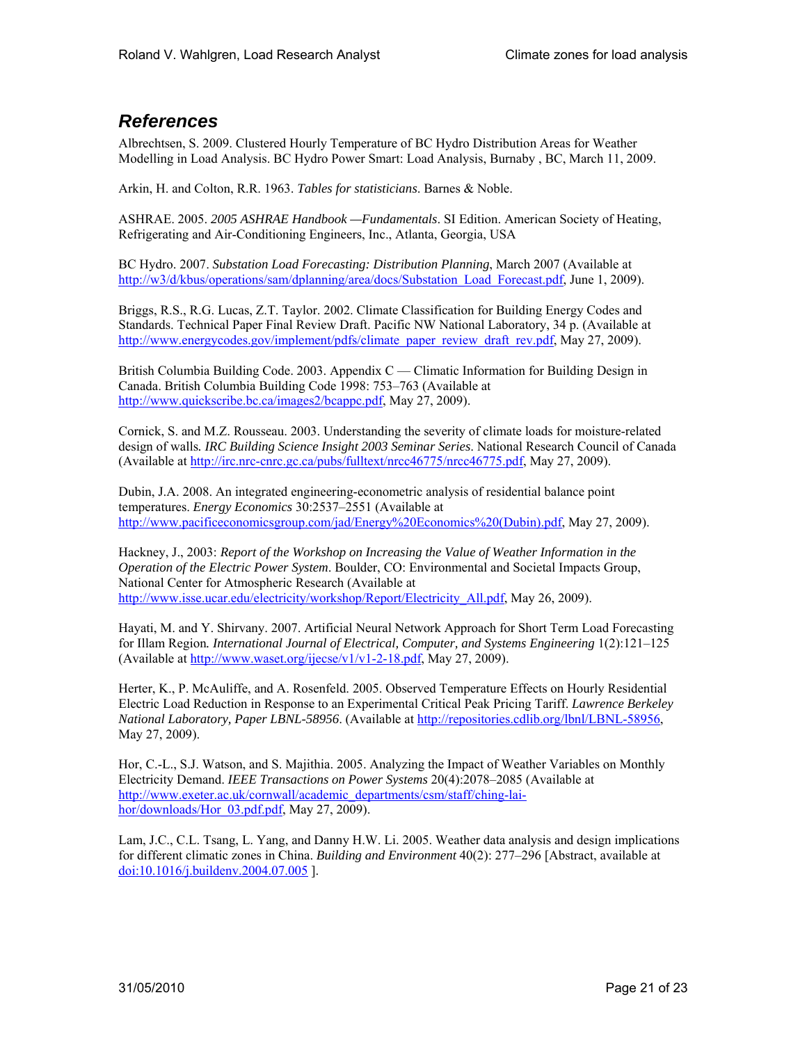## *References*

Albrechtsen, S. 2009. Clustered Hourly Temperature of BC Hydro Distribution Areas for Weather Modelling in Load Analysis. BC Hydro Power Smart: Load Analysis, Burnaby , BC, March 11, 2009.

Arkin, H. and Colton, R.R. 1963. *Tables for statisticians*. Barnes & Noble.

ASHRAE. 2005. *2005 ASHRAE Handbook —Fundamentals*. SI Edition. American Society of Heating, Refrigerating and Air-Conditioning Engineers, Inc., Atlanta, Georgia, USA

BC Hydro. 2007. *Substation Load Forecasting: Distribution Planning*, March 2007 (Available at http://w3/d/kbus/operations/sam/dplanning/area/docs/Substation_Load_Forecast.pdf, June 1, 2009).

Briggs, R.S., R.G. Lucas, Z.T. Taylor. 2002. Climate Classification for Building Energy Codes and Standards. Technical Paper Final Review Draft. Pacific NW National Laboratory, 34 p. (Available at http://www.energycodes.gov/implement/pdfs/climate_paper_review_draft_rev.pdf, May 27, 2009).

British Columbia Building Code. 2003. Appendix C — Climatic Information for Building Design in Canada. British Columbia Building Code 1998: 753–763 (Available at http://www.quickscribe.bc.ca/images2/bcappc.pdf, May 27, 2009).

Cornick, S. and M.Z. Rousseau. 2003. Understanding the severity of climate loads for moisture-related design of walls. *IRC Building Science Insight 2003 Seminar Series*. National Research Council of Canada (Available at http://irc.nrc-cnrc.gc.ca/pubs/fulltext/nrcc46775/nrcc46775.pdf, May 27, 2009).

Dubin, J.A. 2008. An integrated engineering-econometric analysis of residential balance point temperatures. *Energy Economics* 30:2537–2551 (Available at http://www.pacificeconomicsgroup.com/jad/Energy%20Economics%20(Dubin).pdf, May 27, 2009).

Hackney, J., 2003: *Report of the Workshop on Increasing the Value of Weather Information in the Operation of the Electric Power System*. Boulder, CO: Environmental and Societal Impacts Group, National Center for Atmospheric Research (Available at http://www.isse.ucar.edu/electricity/workshop/Report/Electricity_All.pdf, May 26, 2009).

Hayati, M. and Y. Shirvany. 2007. Artificial Neural Network Approach for Short Term Load Forecasting for Illam Region*. International Journal of Electrical, Computer, and Systems Engineering* 1(2):121–125 (Available at http://www.waset.org/ijecse/v1/v1-2-18.pdf, May 27, 2009).

Herter, K., P. McAuliffe, and A. Rosenfeld. 2005. Observed Temperature Effects on Hourly Residential Electric Load Reduction in Response to an Experimental Critical Peak Pricing Tariff*. Lawrence Berkeley National Laboratory, Paper LBNL-58956*. (Available at http://repositories.cdlib.org/lbnl/LBNL-58956, May 27, 2009).

Hor, C.-L., S.J. Watson, and S. Majithia. 2005. Analyzing the Impact of Weather Variables on Monthly Electricity Demand. *IEEE Transactions on Power Systems* 20(4):2078–2085 (Available at http://www.exeter.ac.uk/cornwall/academic_departments/csm/staff/ching-lai-hor/downloads/Hor_03.pdf.pdf, May 27, 2009).

Lam, J.C., C.L. Tsang, L. Yang, and Danny H.W. Li. 2005. Weather data analysis and design implications for different climatic zones in China. *Building and Environment* 40(2): 277–296 [Abstract, available at doi:10.1016/j.buildenv.2004.07.005 ].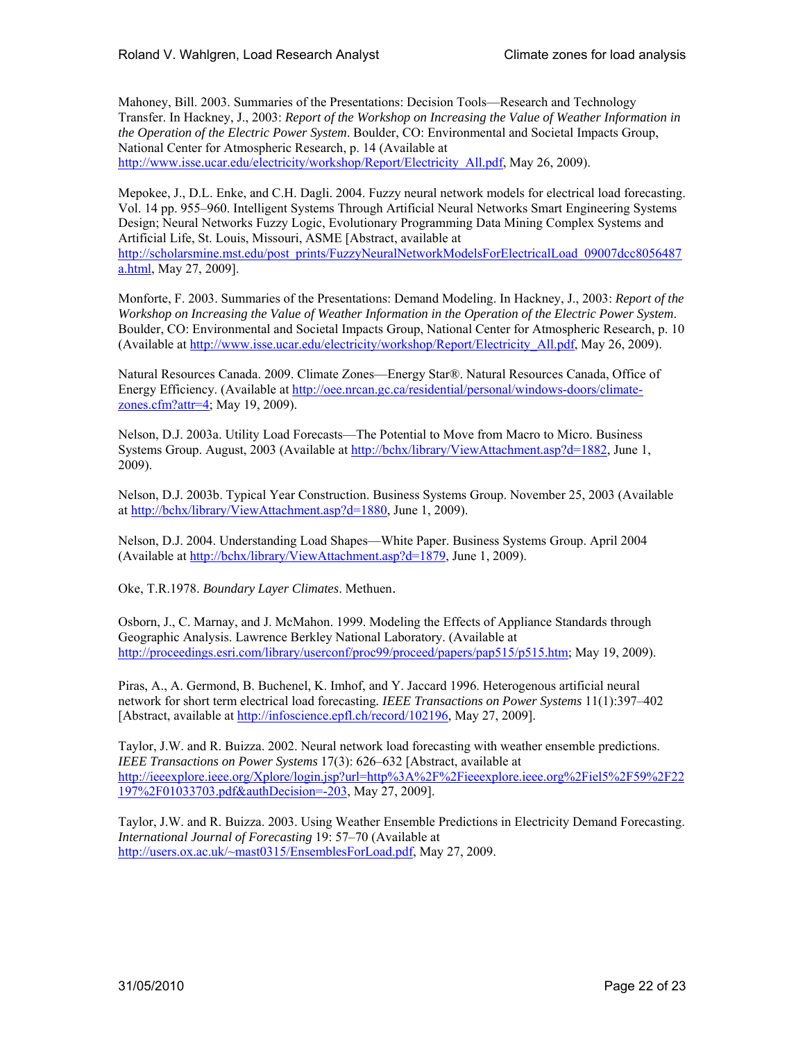Mahoney, Bill. 2003. Summaries of the Presentations: Decision Tools—Research and Technology Transfer. In Hackney, J., 2003: *Report of the Workshop on Increasing the Value of Weather Information in the Operation of the Electric Power System*. Boulder, CO: Environmental and Societal Impacts Group, National Center for Atmospheric Research, p. 14 (Available at http://www.isse.ucar.edu/electricity/workshop/Report/Electricity_All.pdf, May 26, 2009).

Mepokee, J., D.L. Enke, and C.H. Dagli. 2004. Fuzzy neural network models for electrical load forecasting. Vol. 14 pp. 955–960. Intelligent Systems Through Artificial Neural Networks Smart Engineering Systems Design; Neural Networks Fuzzy Logic, Evolutionary Programming Data Mining Complex Systems and Artificial Life, St. Louis, Missouri, ASME [Abstract, available at http://scholarsmine.mst.edu/post_prints/FuzzyNeuralNetworkModelsForElectricalLoad_09007dcc8056487a.html, May 27, 2009].

Monforte, F. 2003. Summaries of the Presentations: Demand Modeling. In Hackney, J., 2003: *Report of the Workshop on Increasing the Value of Weather Information in the Operation of the Electric Power System*. Boulder, CO: Environmental and Societal Impacts Group, National Center for Atmospheric Research, p. 10 (Available at http://www.isse.ucar.edu/electricity/workshop/Report/Electricity_All.pdf, May 26, 2009).

Natural Resources Canada. 2009. Climate Zones—Energy Star®. Natural Resources Canada, Office of Energy Efficiency. (Available at http://oee.nrcan.gc.ca/residential/personal/windows-doors/climate-zones.cfm?attr=4; May 19, 2009).

Nelson, D.J. 2003a. Utility Load Forecasts—The Potential to Move from Macro to Micro. Business Systems Group. August, 2003 (Available at http://bchx/library/ViewAttachment.asp?d=1882, June 1, 2009).

Nelson, D.J. 2003b. Typical Year Construction. Business Systems Group. November 25, 2003 (Available at http://bchx/library/ViewAttachment.asp?d=1880, June 1, 2009).

Nelson, D.J. 2004. Understanding Load Shapes—White Paper. Business Systems Group. April 2004 (Available at http://bchx/library/ViewAttachment.asp?d=1879, June 1, 2009).

Oke, T.R.1978. *Boundary Layer Climates*. Methuen.

Osborn, J., C. Marnay, and J. McMahon. 1999. Modeling the Effects of Appliance Standards through Geographic Analysis. Lawrence Berkley National Laboratory. (Available at http://proceedings.esri.com/library/userconf/proc99/proceed/papers/pap515/p515.htm; May 19, 2009).

Piras, A., A. Germond, B. Buchenel, K. Imhof, and Y. Jaccard 1996. Heterogenous artificial neural network for short term electrical load forecasting. *IEEE Transactions on Power Systems* 11(1):397–402 [Abstract, available at http://infoscience.epfl.ch/record/102196, May 27, 2009].

Taylor, J.W. and R. Buizza. 2002. Neural network load forecasting with weather ensemble predictions. *IEEE Transactions on Power Systems* 17(3): 626–632 [Abstract, available at http://ieeexplore.ieee.org/Xplore/login.jsp?url=http%3A%2F%2Fieeexplore.ieee.org%2Fiel5%2F59%2F22197%2F01033703.pdf&authDecision=-203, May 27, 2009].

Taylor, J.W. and R. Buizza. 2003. Using Weather Ensemble Predictions in Electricity Demand Forecasting. *International Journal of Forecasting* 19: 57–70 (Available at http://users.ox.ac.uk/~mast0315/EnsemblesForLoad.pdf, May 27, 2009.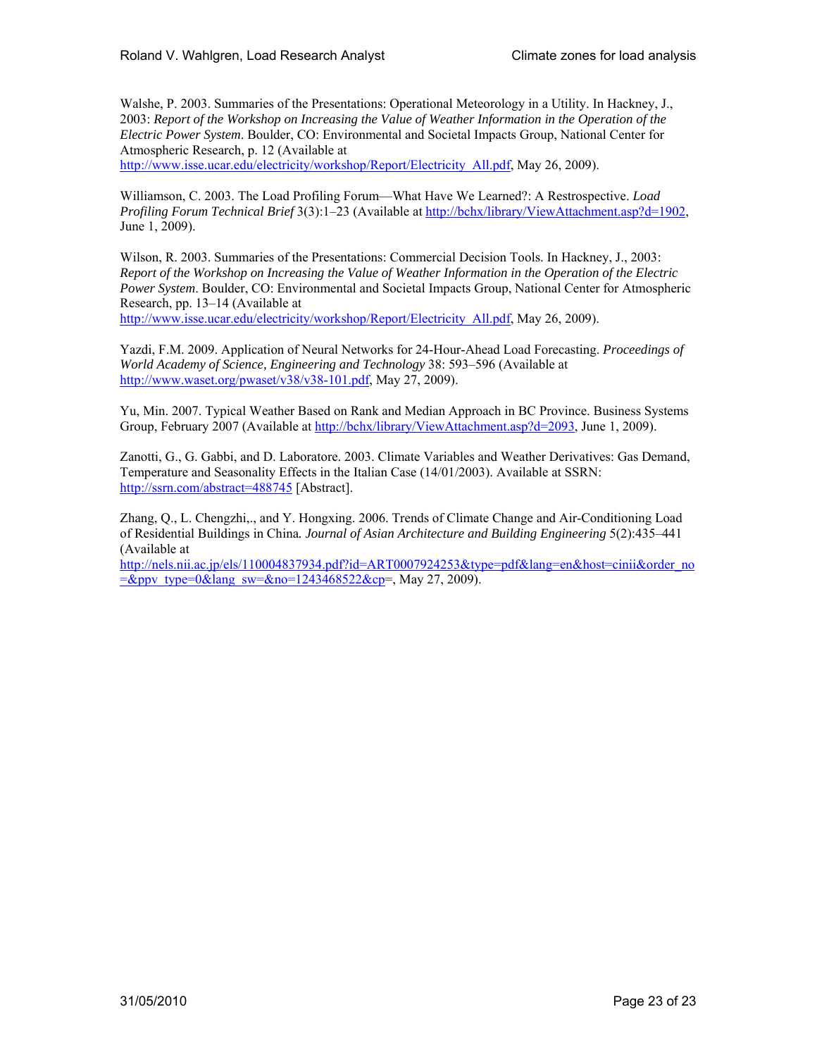Walshe, P. 2003. Summaries of the Presentations: Operational Meteorology in a Utility. In Hackney, J., 2003: *Report of the Workshop on Increasing the Value of Weather Information in the Operation of the Electric Power System*. Boulder, CO: Environmental and Societal Impacts Group, National Center for Atmospheric Research, p. 12 (Available at http://www.isse.ucar.edu/electricity/workshop/Report/Electricity_All.pdf, May 26, 2009).

Williamson, C. 2003. The Load Profiling Forum—What Have We Learned?: A Restrospective. *Load Profiling Forum Technical Brief* 3(3):1–23 (Available at http://bchx/library/ViewAttachment.asp?d=1902, June 1, 2009).

Wilson, R. 2003. Summaries of the Presentations: Commercial Decision Tools. In Hackney, J., 2003: *Report of the Workshop on Increasing the Value of Weather Information in the Operation of the Electric Power System*. Boulder, CO: Environmental and Societal Impacts Group, National Center for Atmospheric Research, pp. 13–14 (Available at http://www.isse.ucar.edu/electricity/workshop/Report/Electricity_All.pdf, May 26, 2009).

Yazdi, F.M. 2009. Application of Neural Networks for 24-Hour-Ahead Load Forecasting. *Proceedings of World Academy of Science, Engineering and Technology* 38: 593–596 (Available at http://www.waset.org/pwaset/v38/v38-101.pdf, May 27, 2009).

Yu, Min. 2007. Typical Weather Based on Rank and Median Approach in BC Province. Business Systems Group, February 2007 (Available at http://bchx/library/ViewAttachment.asp?d=2093, June 1, 2009).

Zanotti, G., G. Gabbi, and D. Laboratore. 2003. Climate Variables and Weather Derivatives: Gas Demand, Temperature and Seasonality Effects in the Italian Case (14/01/2003). Available at SSRN: http://ssrn.com/abstract=488745 [Abstract].

Zhang, Q., L. Chengzhi,., and Y. Hongxing. 2006. Trends of Climate Change and Air-Conditioning Load of Residential Buildings in China. *Journal of Asian Architecture and Building Engineering* 5(2):435–441 (Available at http://nels.nii.ac.jp/els/110004837934.pdf?id=ART0007924253&type=pdf&lang=en&host=cinii&order_no=&ppv_type=0&lang_sw=&no=1243468522&cp=, May 27, 2009).